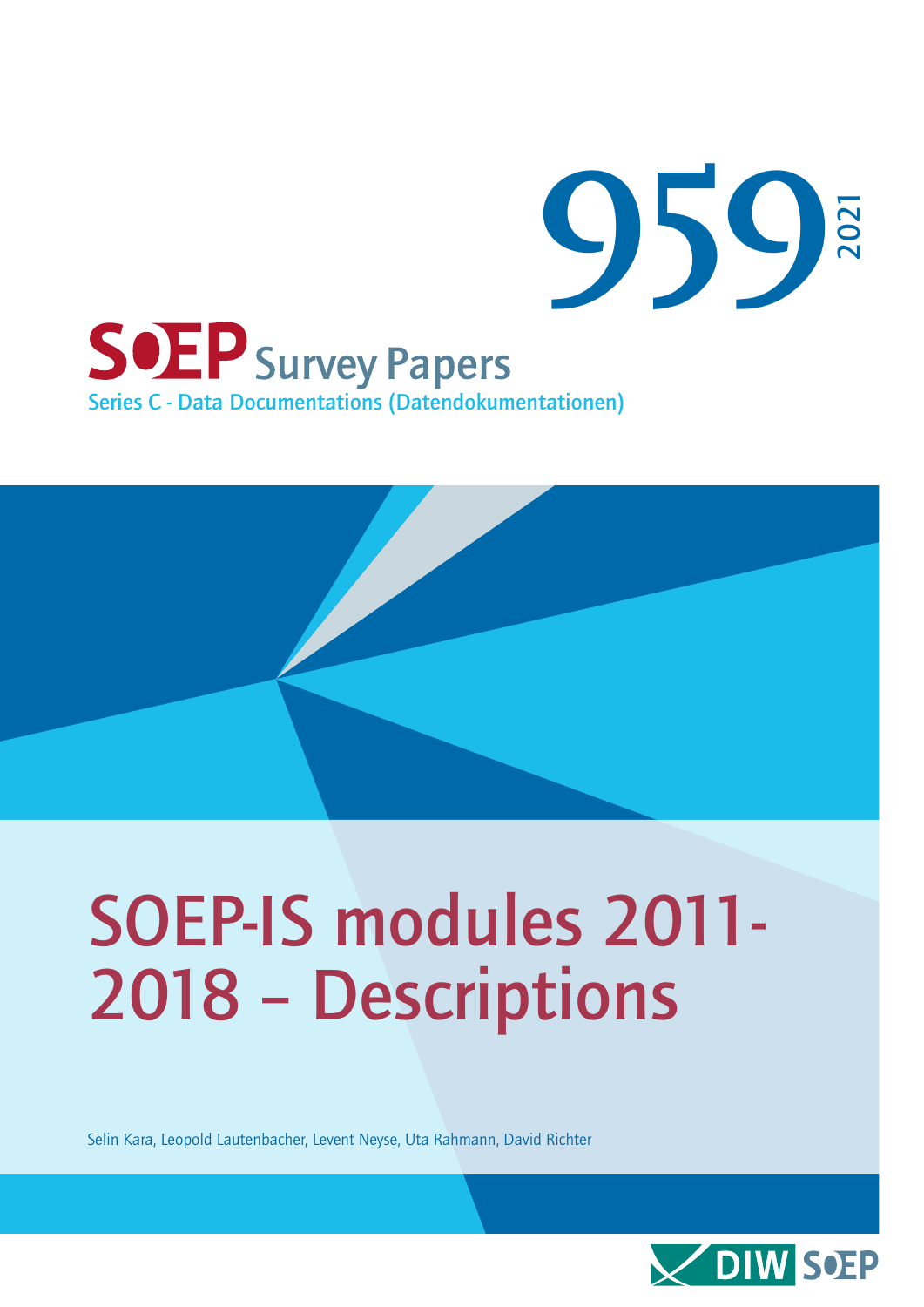959

2021

SOEP Survey Papers

Series C - Data Documentations (Datendokumentationen)

# SOEP-IS modules 2011-2018 – Descriptions

Selin Kara, Leopold Lautenbacher, Levent Neyse, Uta Rahmann, David Richter

DIW SOEP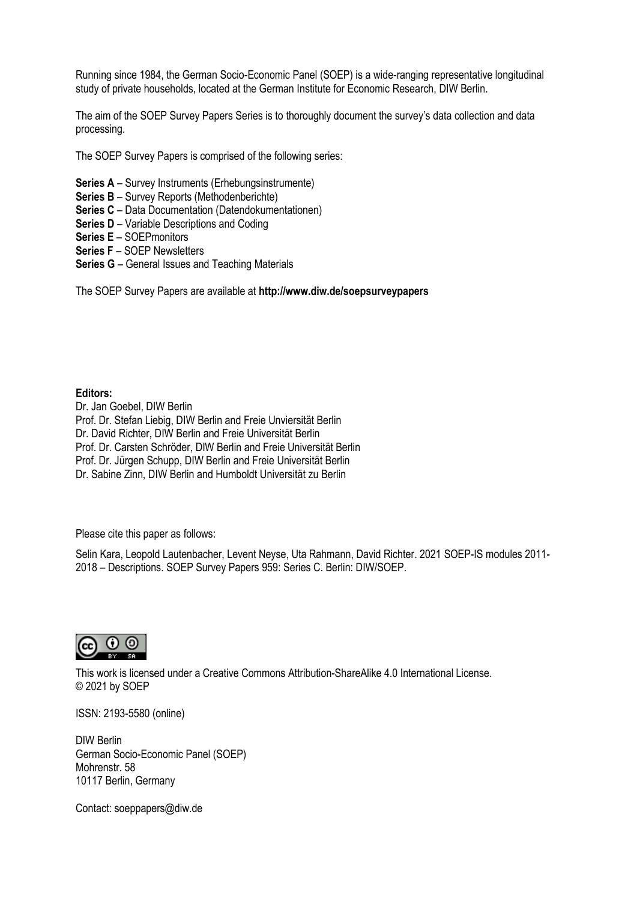Running since 1984, the German Socio-Economic Panel (SOEP) is a wide-ranging representative longitudinal study of private households, located at the German Institute for Economic Research, DIW Berlin.

The aim of the SOEP Survey Papers Series is to thoroughly document the survey's data collection and data processing.

The SOEP Survey Papers is comprised of the following series:

**Series A** – Survey Instruments (Erhebungsinstrumente)
**Series B** – Survey Reports (Methodenberichte)
**Series C** – Data Documentation (Datendokumentationen)
**Series D** – Variable Descriptions and Coding
**Series E** – SOEPmonitors
**Series F** – SOEP Newsletters
**Series G** – General Issues and Teaching Materials

The SOEP Survey Papers are available at **http://www.diw.de/soepsurveypapers**

**Editors:**
Dr. Jan Goebel, DIW Berlin
Prof. Dr. Stefan Liebig, DIW Berlin and Freie Unviersität Berlin
Dr. David Richter, DIW Berlin and Freie Universität Berlin
Prof. Dr. Carsten Schröder, DIW Berlin and Freie Universität Berlin
Prof. Dr. Jürgen Schupp, DIW Berlin and Freie Universität Berlin
Dr. Sabine Zinn, DIW Berlin and Humboldt Universität zu Berlin

Please cite this paper as follows:

Selin Kara, Leopold Lautenbacher, Levent Neyse, Uta Rahmann, David Richter. 2021 SOEP-IS modules 2011-2018 – Descriptions. SOEP Survey Papers 959: Series C. Berlin: DIW/SOEP.

This work is licensed under a Creative Commons Attribution-ShareAlike 4.0 International License.
© 2021 by SOEP

ISSN: 2193-5580 (online)

DIW Berlin
German Socio-Economic Panel (SOEP)
Mohrenstr. 58
10117 Berlin, Germany

Contact: soeppapers@diw.de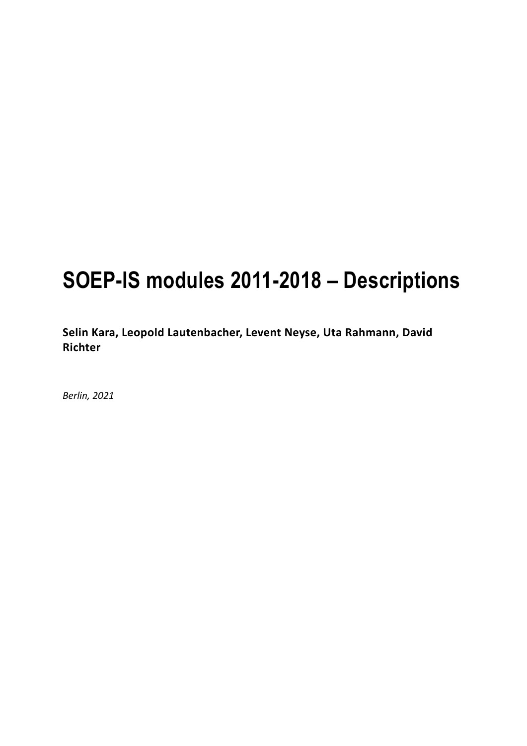# SOEP-IS modules 2011-2018 – Descriptions

**Selin Kara, Leopold Lautenbacher, Levent Neyse, Uta Rahmann, David Richter**

*Berlin, 2021*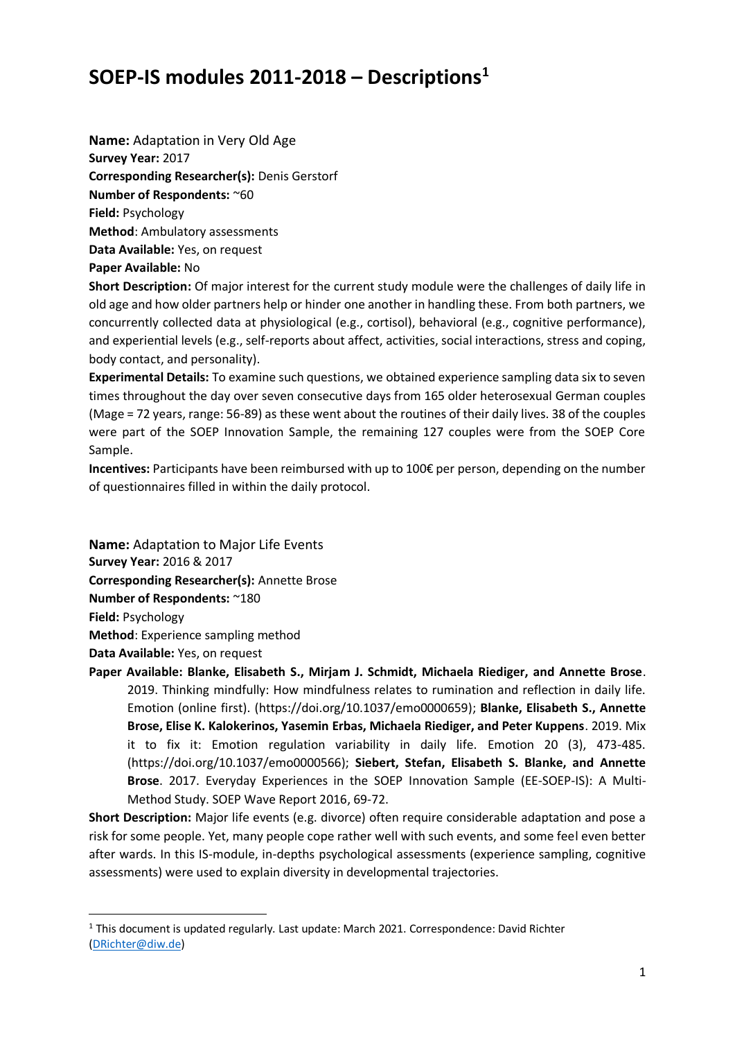# SOEP-IS modules 2011-2018 – Descriptions[1]

**Name:** Adaptation in Very Old Age
**Survey Year:** 2017
**Corresponding Researcher(s):** Denis Gerstorf
**Number of Respondents:** ~60
**Field:** Psychology
**Method**: Ambulatory assessments
**Data Available:** Yes, on request
**Paper Available:** No
**Short Description:** Of major interest for the current study module were the challenges of daily life in old age and how older partners help or hinder one another in handling these. From both partners, we concurrently collected data at physiological (e.g., cortisol), behavioral (e.g., cognitive performance), and experiential levels (e.g., self-reports about affect, activities, social interactions, stress and coping, body contact, and personality).
**Experimental Details:** To examine such questions, we obtained experience sampling data six to seven times throughout the day over seven consecutive days from 165 older heterosexual German couples (Mage = 72 years, range: 56-89) as these went about the routines of their daily lives. 38 of the couples were part of the SOEP Innovation Sample, the remaining 127 couples were from the SOEP Core Sample.
**Incentives:** Participants have been reimbursed with up to 100€ per person, depending on the number of questionnaires filled in within the daily protocol.

**Name:** Adaptation to Major Life Events
**Survey Year:** 2016 & 2017
**Corresponding Researcher(s):** Annette Brose
**Number of Respondents:** ~180
**Field:** Psychology
**Method**: Experience sampling method
**Data Available:** Yes, on request
**Paper Available:** **Blanke, Elisabeth S., Mirjam J. Schmidt, Michaela Riediger, and Annette Brose**. 2019. Thinking mindfully: How mindfulness relates to rumination and reflection in daily life. Emotion (online first). (https://doi.org/10.1037/emo0000659); **Blanke, Elisabeth S., Annette Brose, Elise K. Kalokerinos, Yasemin Erbas, Michaela Riediger, and Peter Kuppens**. 2019. Mix it to fix it: Emotion regulation variability in daily life. Emotion 20 (3), 473-485. (https://doi.org/10.1037/emo0000566); **Siebert, Stefan, Elisabeth S. Blanke, and Annette Brose**. 2017. Everyday Experiences in the SOEP Innovation Sample (EE-SOEP-IS): A Multi-Method Study. SOEP Wave Report 2016, 69-72.
**Short Description:** Major life events (e.g. divorce) often require considerable adaptation and pose a risk for some people. Yet, many people cope rather well with such events, and some feel even better after wards. In this IS-module, in-depths psychological assessments (experience sampling, cognitive assessments) were used to explain diversity in developmental trajectories.

[1] This document is updated regularly. Last update: March 2021. Correspondence: David Richter (DRichter@diw.de)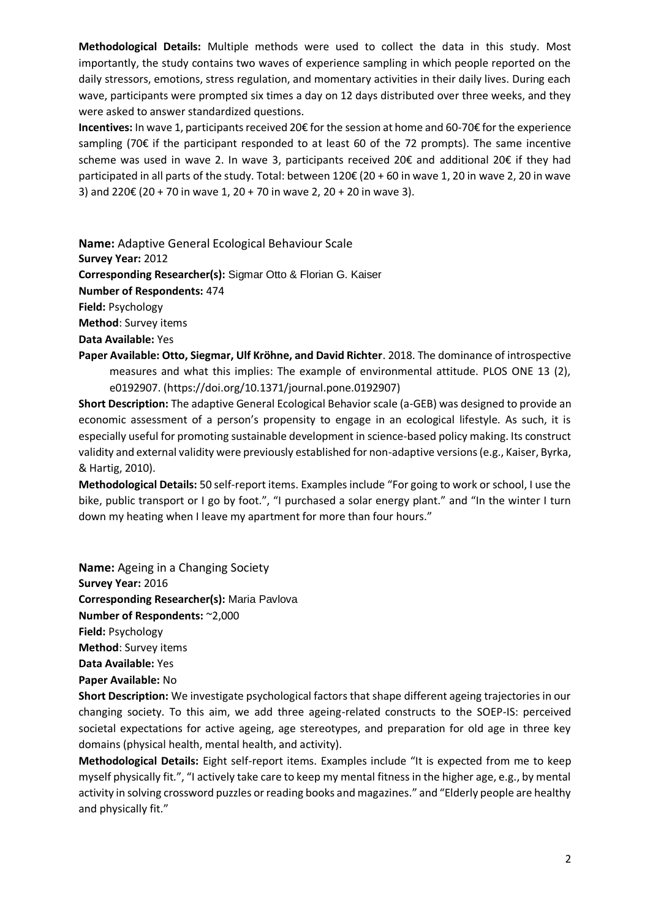**Methodological Details:** Multiple methods were used to collect the data in this study. Most importantly, the study contains two waves of experience sampling in which people reported on the daily stressors, emotions, stress regulation, and momentary activities in their daily lives. During each wave, participants were prompted six times a day on 12 days distributed over three weeks, and they were asked to answer standardized questions.

**Incentives:** In wave 1, participants received 20€ for the session at home and 60-70€ for the experience sampling (70€ if the participant responded to at least 60 of the 72 prompts). The same incentive scheme was used in wave 2. In wave 3, participants received 20€ and additional 20€ if they had participated in all parts of the study. Total: between 120€ (20 + 60 in wave 1, 20 in wave 2, 20 in wave 3) and 220€ (20 + 70 in wave 1, 20 + 70 in wave 2, 20 + 20 in wave 3).

**Name:** Adaptive General Ecological Behaviour Scale
**Survey Year:** 2012
**Corresponding Researcher(s):** Sigmar Otto & Florian G. Kaiser
**Number of Respondents:** 474
**Field:** Psychology
**Method**: Survey items
**Data Available:** Yes
**Paper Available: Otto, Siegmar, Ulf Kröhne, and David Richter**. 2018. The dominance of introspective measures and what this implies: The example of environmental attitude. PLOS ONE 13 (2), e0192907. (https://doi.org/10.1371/journal.pone.0192907)

**Short Description:** The adaptive General Ecological Behavior scale (a-GEB) was designed to provide an economic assessment of a person's propensity to engage in an ecological lifestyle. As such, it is especially useful for promoting sustainable development in science-based policy making. Its construct validity and external validity were previously established for non-adaptive versions (e.g., Kaiser, Byrka, & Hartig, 2010).

**Methodological Details:** 50 self-report items. Examples include "For going to work or school, I use the bike, public transport or I go by foot.", "I purchased a solar energy plant." and "In the winter I turn down my heating when I leave my apartment for more than four hours."

**Name:** Ageing in a Changing Society
**Survey Year:** 2016
**Corresponding Researcher(s):** Maria Pavlova
**Number of Respondents:** ~2,000
**Field:** Psychology
**Method**: Survey items
**Data Available:** Yes
**Paper Available:** No

**Short Description:** We investigate psychological factors that shape different ageing trajectories in our changing society. To this aim, we add three ageing-related constructs to the SOEP-IS: perceived societal expectations for active ageing, age stereotypes, and preparation for old age in three key domains (physical health, mental health, and activity).

**Methodological Details:** Eight self-report items. Examples include "It is expected from me to keep myself physically fit.", "I actively take care to keep my mental fitness in the higher age, e.g., by mental activity in solving crossword puzzles or reading books and magazines." and "Elderly people are healthy and physically fit."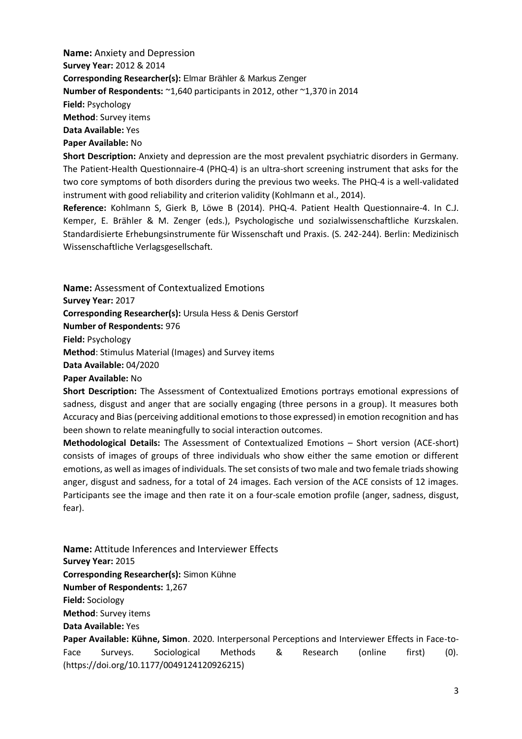**Name:** Anxiety and Depression
**Survey Year:** 2012 & 2014
**Corresponding Researcher(s):** Elmar Brähler & Markus Zenger
**Number of Respondents:** ~1,640 participants in 2012, other ~1,370 in 2014
**Field:** Psychology
**Method**: Survey items
**Data Available:** Yes
**Paper Available:** No
**Short Description:** Anxiety and depression are the most prevalent psychiatric disorders in Germany. The Patient-Health Questionnaire-4 (PHQ-4) is an ultra-short screening instrument that asks for the two core symptoms of both disorders during the previous two weeks. The PHQ-4 is a well-validated instrument with good reliability and criterion validity (Kohlmann et al., 2014).
**Reference:** Kohlmann S, Gierk B, Löwe B (2014). PHQ-4. Patient Health Questionnaire-4. In C.J. Kemper, E. Brähler & M. Zenger (eds.), Psychologische und sozialwissenschaftliche Kurzskalen. Standardisierte Erhebungsinstrumente für Wissenschaft und Praxis. (S. 242-244). Berlin: Medizinisch Wissenschaftliche Verlagsgesellschaft.

**Name:** Assessment of Contextualized Emotions
**Survey Year:** 2017
**Corresponding Researcher(s):** Ursula Hess & Denis Gerstorf
**Number of Respondents:** 976
**Field:** Psychology
**Method**: Stimulus Material (Images) and Survey items
**Data Available:** 04/2020
**Paper Available:** No
**Short Description:** The Assessment of Contextualized Emotions portrays emotional expressions of sadness, disgust and anger that are socially engaging (three persons in a group). It measures both Accuracy and Bias (perceiving additional emotions to those expressed) in emotion recognition and has been shown to relate meaningfully to social interaction outcomes.
**Methodological Details:** The Assessment of Contextualized Emotions – Short version (ACE-short) consists of images of groups of three individuals who show either the same emotion or different emotions, as well as images of individuals. The set consists of two male and two female triads showing anger, disgust and sadness, for a total of 24 images. Each version of the ACE consists of 12 images. Participants see the image and then rate it on a four-scale emotion profile (anger, sadness, disgust, fear).

**Name:** Attitude Inferences and Interviewer Effects
**Survey Year:** 2015
**Corresponding Researcher(s):** Simon Kühne
**Number of Respondents:** 1,267
**Field:** Sociology
**Method**: Survey items
**Data Available:** Yes
**Paper Available: Kühne, Simon**. 2020. Interpersonal Perceptions and Interviewer Effects in Face-to-Face Surveys. Sociological Methods & Research (online first) (0). (https://doi.org/10.1177/0049124120926215)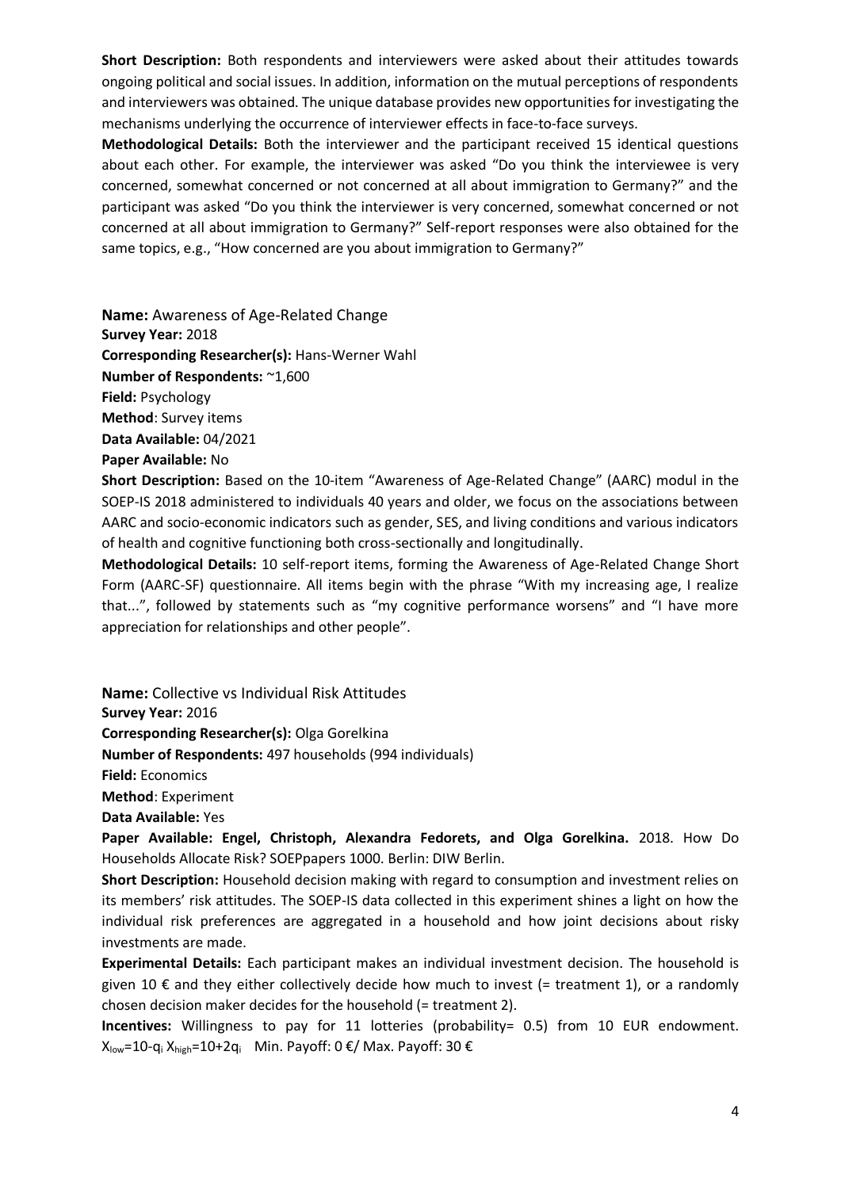**Short Description:** Both respondents and interviewers were asked about their attitudes towards ongoing political and social issues. In addition, information on the mutual perceptions of respondents and interviewers was obtained. The unique database provides new opportunities for investigating the mechanisms underlying the occurrence of interviewer effects in face-to-face surveys.

**Methodological Details:** Both the interviewer and the participant received 15 identical questions about each other. For example, the interviewer was asked "Do you think the interviewee is very concerned, somewhat concerned or not concerned at all about immigration to Germany?" and the participant was asked "Do you think the interviewer is very concerned, somewhat concerned or not concerned at all about immigration to Germany?" Self-report responses were also obtained for the same topics, e.g., "How concerned are you about immigration to Germany?"

**Name:** Awareness of Age-Related Change
**Survey Year:** 2018
**Corresponding Researcher(s):** Hans-Werner Wahl
**Number of Respondents:** ~1,600
**Field:** Psychology
**Method**: Survey items
**Data Available:** 04/2021
**Paper Available:** No

**Short Description:** Based on the 10-item "Awareness of Age-Related Change" (AARC) modul in the SOEP-IS 2018 administered to individuals 40 years and older, we focus on the associations between AARC and socio-economic indicators such as gender, SES, and living conditions and various indicators of health and cognitive functioning both cross-sectionally and longitudinally.

**Methodological Details:** 10 self-report items, forming the Awareness of Age-Related Change Short Form (AARC-SF) questionnaire. All items begin with the phrase "With my increasing age, I realize that...", followed by statements such as "my cognitive performance worsens" and "I have more appreciation for relationships and other people".

**Name:** Collective vs Individual Risk Attitudes
**Survey Year:** 2016
**Corresponding Researcher(s):** Olga Gorelkina
**Number of Respondents:** 497 households (994 individuals)
**Field:** Economics
**Method**: Experiment
**Data Available:** Yes
**Paper Available: Engel, Christoph, Alexandra Fedorets, and Olga Gorelkina.** 2018. How Do Households Allocate Risk? SOEPpapers 1000. Berlin: DIW Berlin.

**Short Description:** Household decision making with regard to consumption and investment relies on its members' risk attitudes. The SOEP-IS data collected in this experiment shines a light on how the individual risk preferences are aggregated in a household and how joint decisions about risky investments are made.

**Experimental Details:** Each participant makes an individual investment decision. The household is given 10 € and they either collectively decide how much to invest (= treatment 1), or a randomly chosen decision maker decides for the household (= treatment 2).

**Incentives:** Willingness to pay for 11 lotteries (probability= 0.5) from 10 EUR endowment. $X_{low}=10-q_i$ $X_{high}=10+2q_i$ Min. Payoff: 0 €/ Max. Payoff: 30 €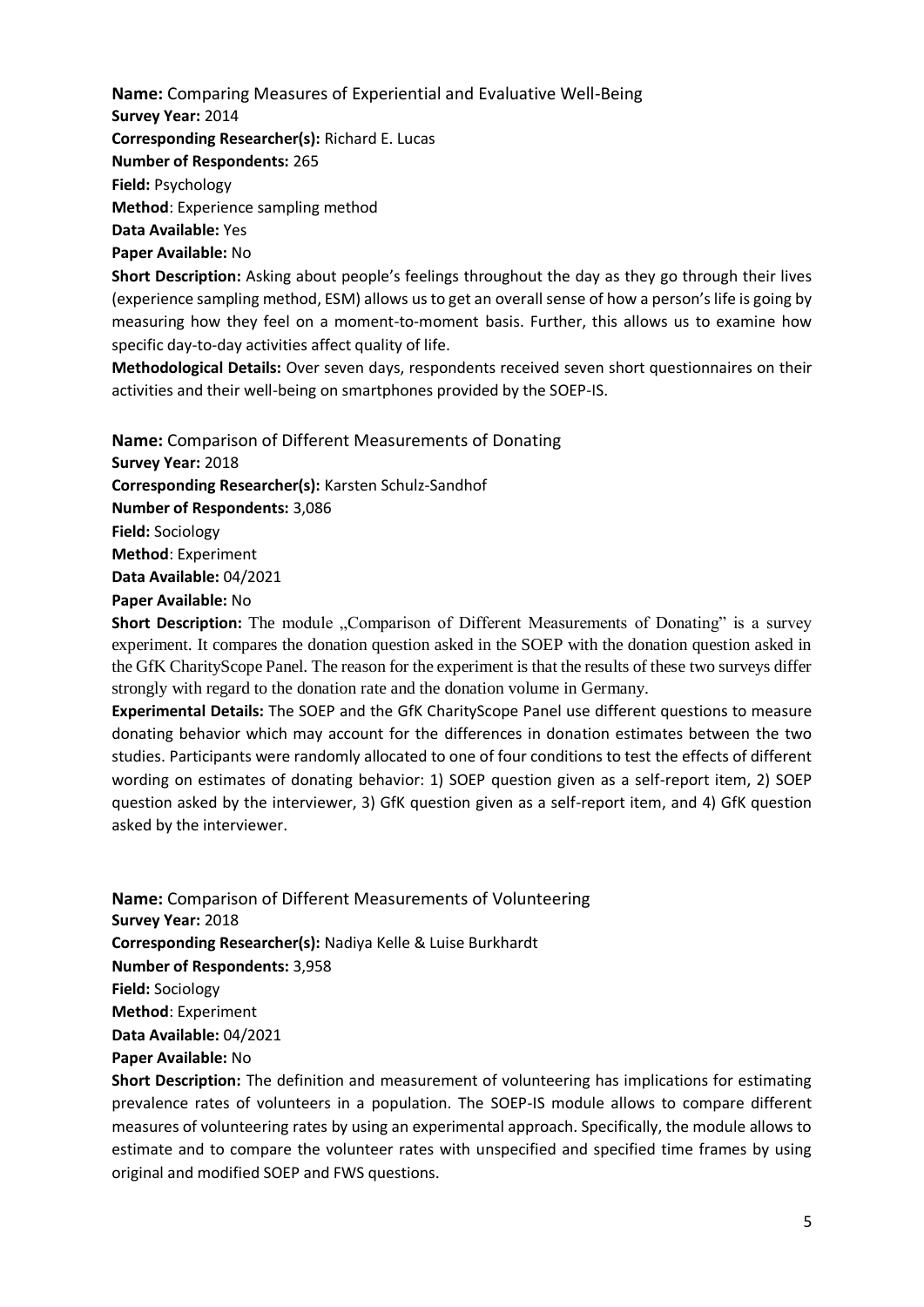**Name:** Comparing Measures of Experiential and Evaluative Well-Being
**Survey Year:** 2014
**Corresponding Researcher(s):** Richard E. Lucas
**Number of Respondents:** 265
**Field:** Psychology
**Method**: Experience sampling method
**Data Available:** Yes
**Paper Available:** No
**Short Description:** Asking about people's feelings throughout the day as they go through their lives (experience sampling method, ESM) allows us to get an overall sense of how a person's life is going by measuring how they feel on a moment-to-moment basis. Further, this allows us to examine how specific day-to-day activities affect quality of life.
**Methodological Details:** Over seven days, respondents received seven short questionnaires on their activities and their well-being on smartphones provided by the SOEP-IS.

**Name:** Comparison of Different Measurements of Donating
**Survey Year:** 2018
**Corresponding Researcher(s):** Karsten Schulz-Sandhof
**Number of Respondents:** 3,086
**Field:** Sociology
**Method**: Experiment
**Data Available:** 04/2021
**Paper Available:** No
**Short Description:** The module „Comparison of Different Measurements of Donating" is a survey experiment. It compares the donation question asked in the SOEP with the donation question asked in the GfK CharityScope Panel. The reason for the experiment is that the results of these two surveys differ strongly with regard to the donation rate and the donation volume in Germany.
**Experimental Details:** The SOEP and the GfK CharityScope Panel use different questions to measure donating behavior which may account for the differences in donation estimates between the two studies. Participants were randomly allocated to one of four conditions to test the effects of different wording on estimates of donating behavior: 1) SOEP question given as a self-report item, 2) SOEP question asked by the interviewer, 3) GfK question given as a self-report item, and 4) GfK question asked by the interviewer.

**Name:** Comparison of Different Measurements of Volunteering
**Survey Year:** 2018
**Corresponding Researcher(s):** Nadiya Kelle & Luise Burkhardt
**Number of Respondents:** 3,958
**Field:** Sociology
**Method**: Experiment
**Data Available:** 04/2021
**Paper Available:** No
**Short Description:** The definition and measurement of volunteering has implications for estimating prevalence rates of volunteers in a population. The SOEP-IS module allows to compare different measures of volunteering rates by using an experimental approach. Specifically, the module allows to estimate and to compare the volunteer rates with unspecified and specified time frames by using original and modified SOEP and FWS questions.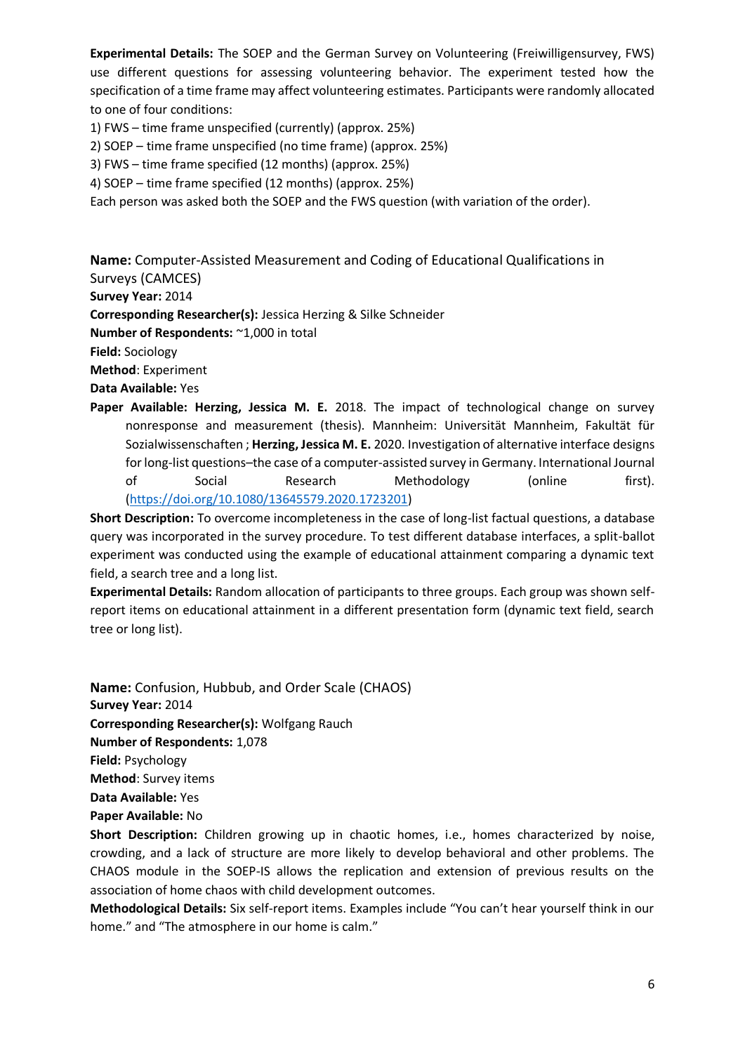**Experimental Details:** The SOEP and the German Survey on Volunteering (Freiwilligensurvey, FWS) use different questions for assessing volunteering behavior. The experiment tested how the specification of a time frame may affect volunteering estimates. Participants were randomly allocated to one of four conditions:

1) FWS – time frame unspecified (currently) (approx. 25%)
2) SOEP – time frame unspecified (no time frame) (approx. 25%)
3) FWS – time frame specified (12 months) (approx. 25%)
4) SOEP – time frame specified (12 months) (approx. 25%)

Each person was asked both the SOEP and the FWS question (with variation of the order).

**Name:** Computer-Assisted Measurement and Coding of Educational Qualifications in Surveys (CAMCES)
**Survey Year:** 2014
**Corresponding Researcher(s):** Jessica Herzing & Silke Schneider
**Number of Respondents:** ~1,000 in total
**Field:** Sociology
**Method**: Experiment
**Data Available:** Yes
**Paper Available: Herzing, Jessica M. E.** 2018. The impact of technological change on survey nonresponse and measurement (thesis). Mannheim: Universität Mannheim, Fakultät für Sozialwissenschaften ; **Herzing, Jessica M. E.** 2020. Investigation of alternative interface designs for long-list questions–the case of a computer-assisted survey in Germany. International Journal of Social Research Methodology (online first). (https://doi.org/10.1080/13645579.2020.1723201)

**Short Description:** To overcome incompleteness in the case of long-list factual questions, a database query was incorporated in the survey procedure. To test different database interfaces, a split-ballot experiment was conducted using the example of educational attainment comparing a dynamic text field, a search tree and a long list.

**Experimental Details:** Random allocation of participants to three groups. Each group was shown self-report items on educational attainment in a different presentation form (dynamic text field, search tree or long list).

**Name:** Confusion, Hubbub, and Order Scale (CHAOS)
**Survey Year:** 2014
**Corresponding Researcher(s):** Wolfgang Rauch
**Number of Respondents:** 1,078
**Field:** Psychology
**Method**: Survey items
**Data Available:** Yes
**Paper Available:** No

**Short Description:** Children growing up in chaotic homes, i.e., homes characterized by noise, crowding, and a lack of structure are more likely to develop behavioral and other problems. The CHAOS module in the SOEP-IS allows the replication and extension of previous results on the association of home chaos with child development outcomes.

**Methodological Details:** Six self-report items. Examples include "You can't hear yourself think in our home." and "The atmosphere in our home is calm."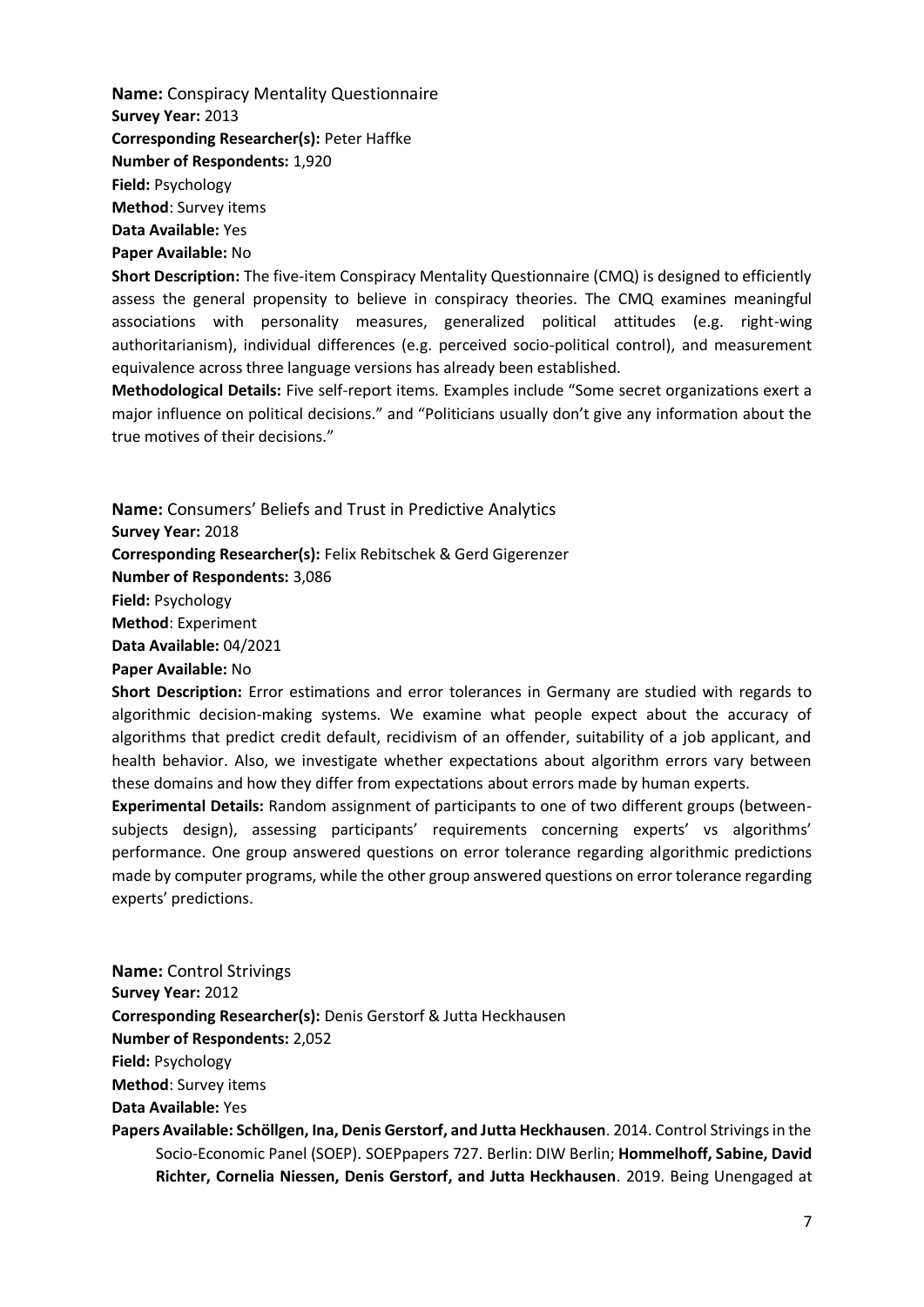**Name:** Conspiracy Mentality Questionnaire
**Survey Year:** 2013
**Corresponding Researcher(s):** Peter Haffke
**Number of Respondents:** 1,920
**Field:** Psychology
**Method**: Survey items
**Data Available:** Yes
**Paper Available:** No

**Short Description:** The five-item Conspiracy Mentality Questionnaire (CMQ) is designed to efficiently assess the general propensity to believe in conspiracy theories. The CMQ examines meaningful associations with personality measures, generalized political attitudes (e.g. right-wing authoritarianism), individual differences (e.g. perceived socio-political control), and measurement equivalence across three language versions has already been established.

**Methodological Details:** Five self-report items. Examples include "Some secret organizations exert a major influence on political decisions." and "Politicians usually don't give any information about the true motives of their decisions."

**Name:** Consumers' Beliefs and Trust in Predictive Analytics
**Survey Year:** 2018
**Corresponding Researcher(s):** Felix Rebitschek & Gerd Gigerenzer
**Number of Respondents:** 3,086
**Field:** Psychology
**Method**: Experiment
**Data Available:** 04/2021
**Paper Available:** No

**Short Description:** Error estimations and error tolerances in Germany are studied with regards to algorithmic decision-making systems. We examine what people expect about the accuracy of algorithms that predict credit default, recidivism of an offender, suitability of a job applicant, and health behavior. Also, we investigate whether expectations about algorithm errors vary between these domains and how they differ from expectations about errors made by human experts.

**Experimental Details:** Random assignment of participants to one of two different groups (between-subjects design), assessing participants' requirements concerning experts' vs algorithms' performance. One group answered questions on error tolerance regarding algorithmic predictions made by computer programs, while the other group answered questions on error tolerance regarding experts' predictions.

**Name:** Control Strivings
**Survey Year:** 2012
**Corresponding Researcher(s):** Denis Gerstorf & Jutta Heckhausen
**Number of Respondents:** 2,052
**Field:** Psychology
**Method**: Survey items
**Data Available:** Yes
**Papers Available: Schöllgen, Ina, Denis Gerstorf, and Jutta Heckhausen**. 2014. Control Strivings in the Socio-Economic Panel (SOEP). SOEPpapers 727. Berlin: DIW Berlin; **Hommelhoff, Sabine, David Richter, Cornelia Niessen, Denis Gerstorf, and Jutta Heckhausen**. 2019. Being Unengaged at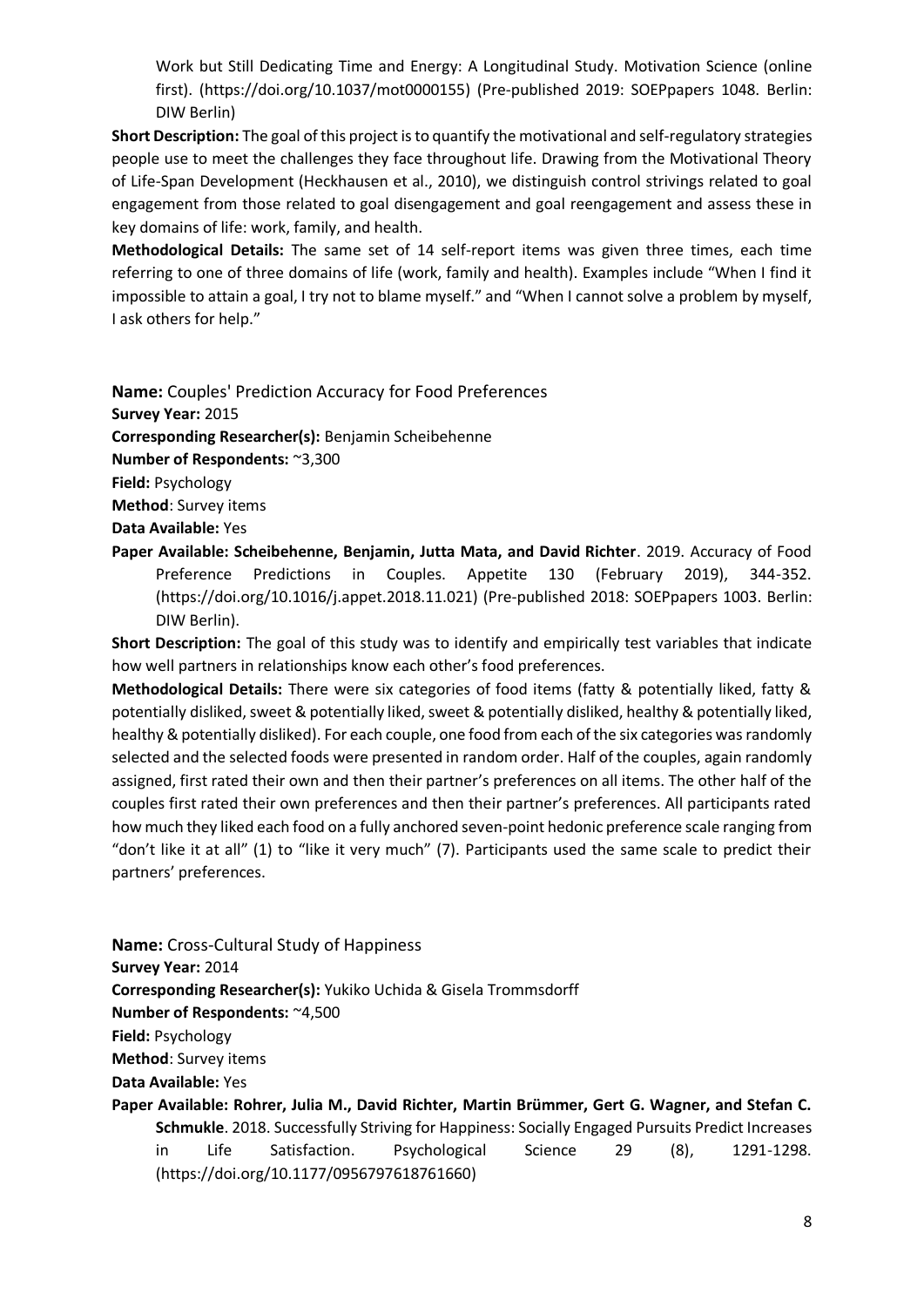Work but Still Dedicating Time and Energy: A Longitudinal Study. Motivation Science (online first). (https://doi.org/10.1037/mot0000155) (Pre-published 2019: SOEPpapers 1048. Berlin: DIW Berlin)

**Short Description:** The goal of this project is to quantify the motivational and self-regulatory strategies people use to meet the challenges they face throughout life. Drawing from the Motivational Theory of Life-Span Development (Heckhausen et al., 2010), we distinguish control strivings related to goal engagement from those related to goal disengagement and goal reengagement and assess these in key domains of life: work, family, and health.

**Methodological Details:** The same set of 14 self-report items was given three times, each time referring to one of three domains of life (work, family and health). Examples include "When I find it impossible to attain a goal, I try not to blame myself." and "When I cannot solve a problem by myself, I ask others for help."

**Name:** Couples' Prediction Accuracy for Food Preferences
**Survey Year:** 2015
**Corresponding Researcher(s):** Benjamin Scheibehenne
**Number of Respondents:** ~3,300
**Field:** Psychology
**Method**: Survey items
**Data Available:** Yes
**Paper Available: Scheibehenne, Benjamin, Jutta Mata, and David Richter**. 2019. Accuracy of Food Preference Predictions in Couples. Appetite 130 (February 2019), 344-352. (https://doi.org/10.1016/j.appet.2018.11.021) (Pre-published 2018: SOEPpapers 1003. Berlin: DIW Berlin).

**Short Description:** The goal of this study was to identify and empirically test variables that indicate how well partners in relationships know each other's food preferences.

**Methodological Details:** There were six categories of food items (fatty & potentially liked, fatty & potentially disliked, sweet & potentially liked, sweet & potentially disliked, healthy & potentially liked, healthy & potentially disliked). For each couple, one food from each of the six categories was randomly selected and the selected foods were presented in random order. Half of the couples, again randomly assigned, first rated their own and then their partner's preferences on all items. The other half of the couples first rated their own preferences and then their partner's preferences. All participants rated how much they liked each food on a fully anchored seven-point hedonic preference scale ranging from "don't like it at all" (1) to "like it very much" (7). Participants used the same scale to predict their partners' preferences.

**Name:** Cross-Cultural Study of Happiness
**Survey Year:** 2014
**Corresponding Researcher(s):** Yukiko Uchida & Gisela Trommsdorff
**Number of Respondents:** ~4,500
**Field:** Psychology
**Method**: Survey items
**Data Available:** Yes
**Paper Available: Rohrer, Julia M., David Richter, Martin Brümmer, Gert G. Wagner, and Stefan C. Schmukle**. 2018. Successfully Striving for Happiness: Socially Engaged Pursuits Predict Increases in Life Satisfaction. Psychological Science 29 (8), 1291-1298. (https://doi.org/10.1177/0956797618761660)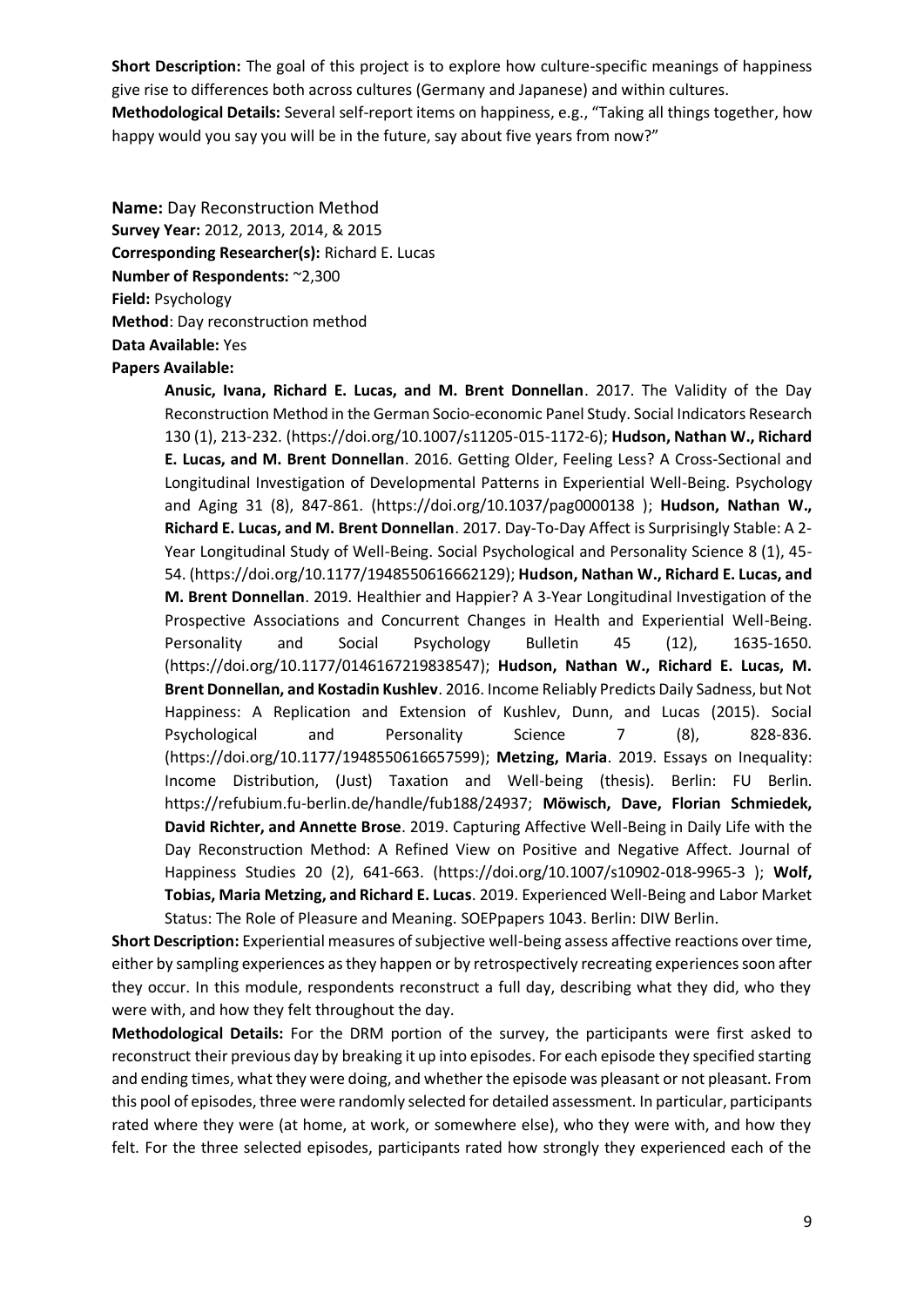**Short Description:** The goal of this project is to explore how culture-specific meanings of happiness give rise to differences both across cultures (Germany and Japanese) and within cultures.
**Methodological Details:** Several self-report items on happiness, e.g., "Taking all things together, how happy would you say you will be in the future, say about five years from now?"

**Name:** Day Reconstruction Method
**Survey Year:** 2012, 2013, 2014, & 2015
**Corresponding Researcher(s):** Richard E. Lucas
**Number of Respondents:** ~2,300
**Field:** Psychology
**Method**: Day reconstruction method
**Data Available:** Yes
**Papers Available:**

> **Anusic, Ivana, Richard E. Lucas, and M. Brent Donnellan**. 2017. The Validity of the Day Reconstruction Method in the German Socio-economic Panel Study. Social Indicators Research 130 (1), 213-232. (https://doi.org/10.1007/s11205-015-1172-6); **Hudson, Nathan W., Richard E. Lucas, and M. Brent Donnellan**. 2016. Getting Older, Feeling Less? A Cross-Sectional and Longitudinal Investigation of Developmental Patterns in Experiential Well-Being. Psychology and Aging 31 (8), 847-861. (https://doi.org/10.1037/pag0000138 ); **Hudson, Nathan W., Richard E. Lucas, and M. Brent Donnellan**. 2017. Day-To-Day Affect is Surprisingly Stable: A 2-Year Longitudinal Study of Well-Being. Social Psychological and Personality Science 8 (1), 45-54. (https://doi.org/10.1177/1948550616662129); **Hudson, Nathan W., Richard E. Lucas, and M. Brent Donnellan**. 2019. Healthier and Happier? A 3-Year Longitudinal Investigation of the Prospective Associations and Concurrent Changes in Health and Experiential Well-Being. Personality and Social Psychology Bulletin 45 (12), 1635-1650. (https://doi.org/10.1177/0146167219838547); **Hudson, Nathan W., Richard E. Lucas, M. Brent Donnellan, and Kostadin Kushlev**. 2016. Income Reliably Predicts Daily Sadness, but Not Happiness: A Replication and Extension of Kushlev, Dunn, and Lucas (2015). Social Psychological and Personality Science 7 (8), 828-836. (https://doi.org/10.1177/1948550616657599); **Metzing, Maria**. 2019. Essays on Inequality: Income Distribution, (Just) Taxation and Well-being (thesis). Berlin: FU Berlin. https://refubium.fu-berlin.de/handle/fub188/24937; **Möwisch, Dave, Florian Schmiedek, David Richter, and Annette Brose**. 2019. Capturing Affective Well-Being in Daily Life with the Day Reconstruction Method: A Refined View on Positive and Negative Affect. Journal of Happiness Studies 20 (2), 641-663. (https://doi.org/10.1007/s10902-018-9965-3 ); **Wolf, Tobias, Maria Metzing, and Richard E. Lucas**. 2019. Experienced Well-Being and Labor Market Status: The Role of Pleasure and Meaning. SOEPpapers 1043. Berlin: DIW Berlin.

**Short Description:** Experiential measures of subjective well-being assess affective reactions over time, either by sampling experiences as they happen or by retrospectively recreating experiences soon after they occur. In this module, respondents reconstruct a full day, describing what they did, who they were with, and how they felt throughout the day.
**Methodological Details:** For the DRM portion of the survey, the participants were first asked to reconstruct their previous day by breaking it up into episodes. For each episode they specified starting and ending times, what they were doing, and whether the episode was pleasant or not pleasant. From this pool of episodes, three were randomly selected for detailed assessment. In particular, participants rated where they were (at home, at work, or somewhere else), who they were with, and how they felt. For the three selected episodes, participants rated how strongly they experienced each of the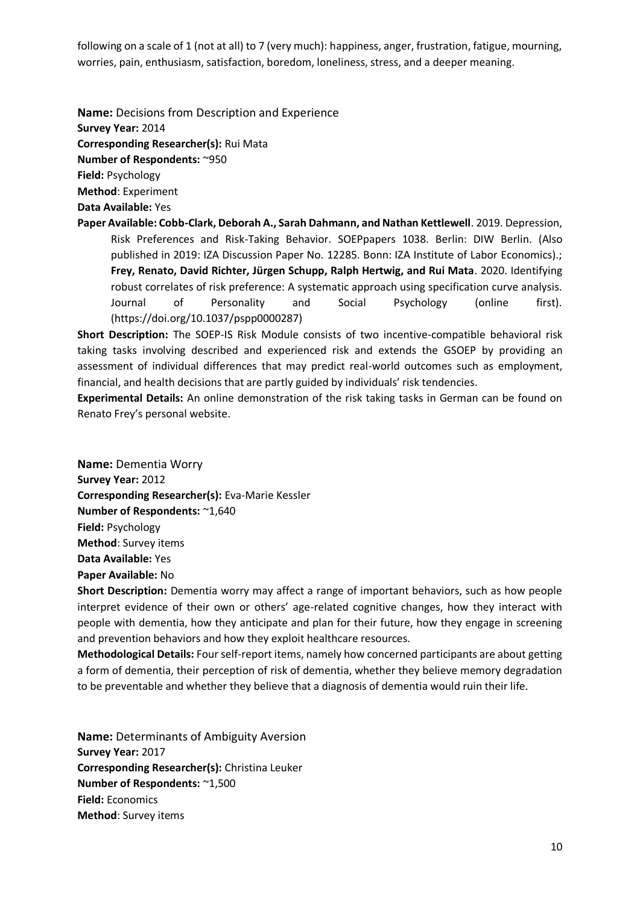following on a scale of 1 (not at all) to 7 (very much): happiness, anger, frustration, fatigue, mourning, worries, pain, enthusiasm, satisfaction, boredom, loneliness, stress, and a deeper meaning.

**Name:** Decisions from Description and Experience
**Survey Year:** 2014
**Corresponding Researcher(s):** Rui Mata
**Number of Respondents:** ~950
**Field:** Psychology
**Method**: Experiment
**Data Available:** Yes
**Paper Available: Cobb-Clark, Deborah A., Sarah Dahmann, and Nathan Kettlewell**. 2019. Depression, Risk Preferences and Risk-Taking Behavior. SOEPpapers 1038. Berlin: DIW Berlin. (Also published in 2019: IZA Discussion Paper No. 12285. Bonn: IZA Institute of Labor Economics).; **Frey, Renato, David Richter, Jürgen Schupp, Ralph Hertwig, and Rui Mata**. 2020. Identifying robust correlates of risk preference: A systematic approach using specification curve analysis. Journal of Personality and Social Psychology (online first). (https://doi.org/10.1037/pspp0000287)
**Short Description:** The SOEP-IS Risk Module consists of two incentive-compatible behavioral risk taking tasks involving described and experienced risk and extends the GSOEP by providing an assessment of individual differences that may predict real-world outcomes such as employment, financial, and health decisions that are partly guided by individuals' risk tendencies.
**Experimental Details:** An online demonstration of the risk taking tasks in German can be found on Renato Frey's personal website.

**Name:** Dementia Worry
**Survey Year:** 2012
**Corresponding Researcher(s):** Eva-Marie Kessler
**Number of Respondents:** ~1,640
**Field:** Psychology
**Method**: Survey items
**Data Available:** Yes
**Paper Available:** No
**Short Description:** Dementia worry may affect a range of important behaviors, such as how people interpret evidence of their own or others' age-related cognitive changes, how they interact with people with dementia, how they anticipate and plan for their future, how they engage in screening and prevention behaviors and how they exploit healthcare resources.
**Methodological Details:** Four self-report items, namely how concerned participants are about getting a form of dementia, their perception of risk of dementia, whether they believe memory degradation to be preventable and whether they believe that a diagnosis of dementia would ruin their life.

**Name:** Determinants of Ambiguity Aversion
**Survey Year:** 2017
**Corresponding Researcher(s):** Christina Leuker
**Number of Respondents:** ~1,500
**Field:** Economics
**Method**: Survey items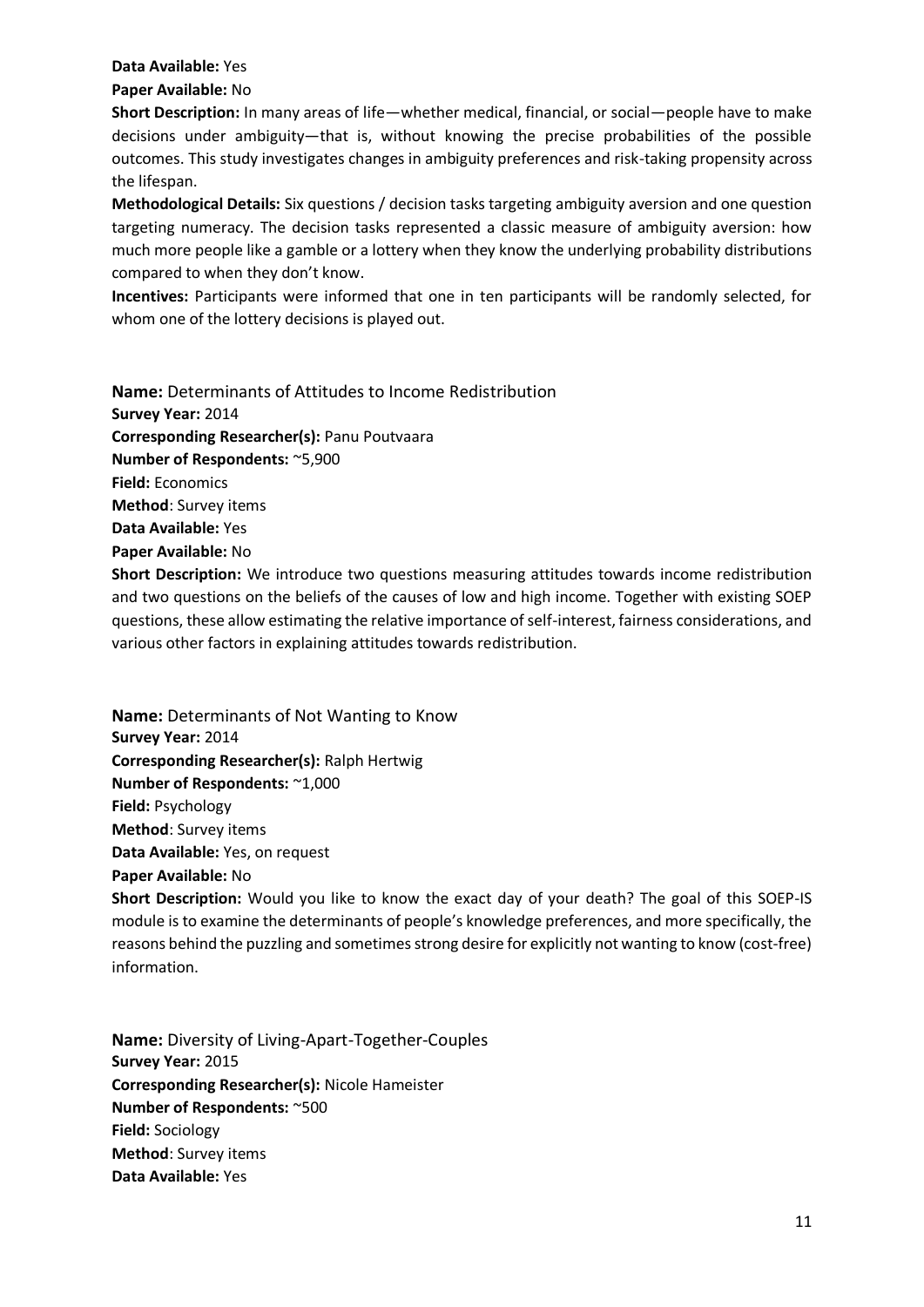**Data Available:** Yes
**Paper Available:** No
**Short Description:** In many areas of life—whether medical, financial, or social—people have to make decisions under ambiguity—that is, without knowing the precise probabilities of the possible outcomes. This study investigates changes in ambiguity preferences and risk-taking propensity across the lifespan.
**Methodological Details:** Six questions / decision tasks targeting ambiguity aversion and one question targeting numeracy. The decision tasks represented a classic measure of ambiguity aversion: how much more people like a gamble or a lottery when they know the underlying probability distributions compared to when they don't know.
**Incentives:** Participants were informed that one in ten participants will be randomly selected, for whom one of the lottery decisions is played out.

**Name:** Determinants of Attitudes to Income Redistribution
**Survey Year:** 2014
**Corresponding Researcher(s):** Panu Poutvaara
**Number of Respondents:** ~5,900
**Field:** Economics
**Method**: Survey items
**Data Available:** Yes
**Paper Available:** No
**Short Description:** We introduce two questions measuring attitudes towards income redistribution and two questions on the beliefs of the causes of low and high income. Together with existing SOEP questions, these allow estimating the relative importance of self-interest, fairness considerations, and various other factors in explaining attitudes towards redistribution.

**Name:** Determinants of Not Wanting to Know
**Survey Year:** 2014
**Corresponding Researcher(s):** Ralph Hertwig
**Number of Respondents:** ~1,000
**Field:** Psychology
**Method**: Survey items
**Data Available:** Yes, on request
**Paper Available:** No
**Short Description:** Would you like to know the exact day of your death? The goal of this SOEP-IS module is to examine the determinants of people's knowledge preferences, and more specifically, the reasons behind the puzzling and sometimes strong desire for explicitly not wanting to know (cost-free) information.

**Name:** Diversity of Living-Apart-Together-Couples
**Survey Year:** 2015
**Corresponding Researcher(s):** Nicole Hameister
**Number of Respondents:** ~500
**Field:** Sociology
**Method**: Survey items
**Data Available:** Yes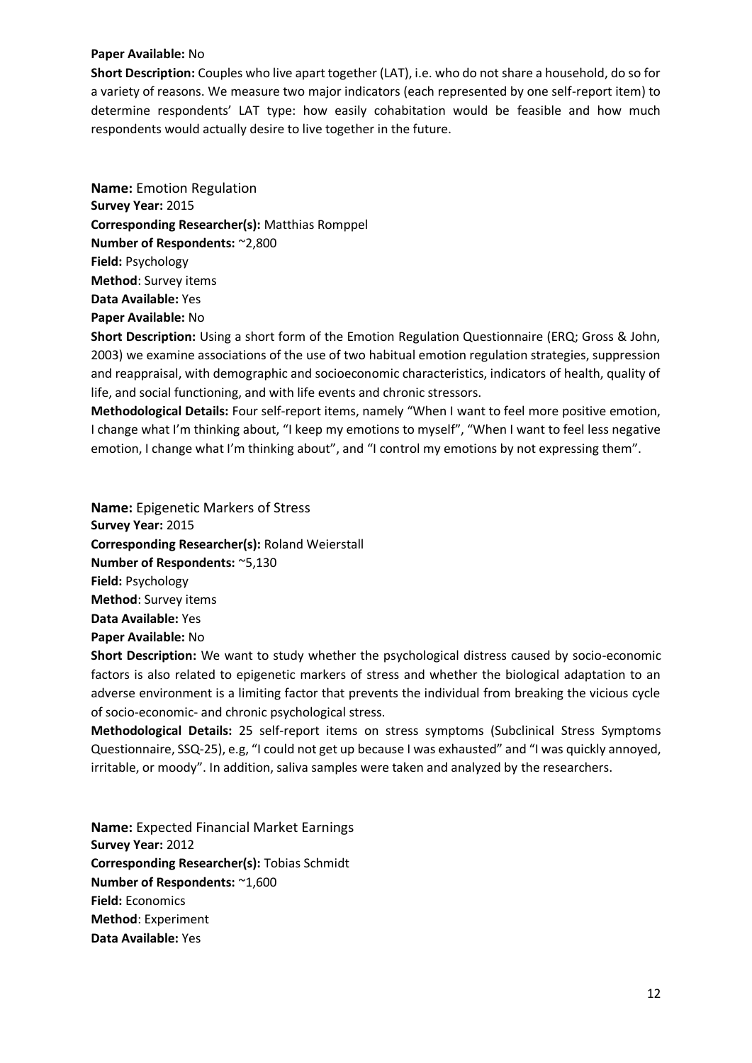**Paper Available:** No

**Short Description:** Couples who live apart together (LAT), i.e. who do not share a household, do so for a variety of reasons. We measure two major indicators (each represented by one self-report item) to determine respondents' LAT type: how easily cohabitation would be feasible and how much respondents would actually desire to live together in the future.

**Name:** Emotion Regulation
**Survey Year:** 2015
**Corresponding Researcher(s):** Matthias Romppel
**Number of Respondents:** ~2,800
**Field:** Psychology
**Method**: Survey items
**Data Available:** Yes
**Paper Available:** No
**Short Description:** Using a short form of the Emotion Regulation Questionnaire (ERQ; Gross & John, 2003) we examine associations of the use of two habitual emotion regulation strategies, suppression and reappraisal, with demographic and socioeconomic characteristics, indicators of health, quality of life, and social functioning, and with life events and chronic stressors.
**Methodological Details:** Four self-report items, namely "When I want to feel more positive emotion, I change what I'm thinking about, "I keep my emotions to myself", "When I want to feel less negative emotion, I change what I'm thinking about", and "I control my emotions by not expressing them".

**Name:** Epigenetic Markers of Stress
**Survey Year:** 2015
**Corresponding Researcher(s):** Roland Weierstall
**Number of Respondents:** ~5,130
**Field:** Psychology
**Method**: Survey items
**Data Available:** Yes
**Paper Available:** No
**Short Description:** We want to study whether the psychological distress caused by socio-economic factors is also related to epigenetic markers of stress and whether the biological adaptation to an adverse environment is a limiting factor that prevents the individual from breaking the vicious cycle of socio-economic- and chronic psychological stress.
**Methodological Details:** 25 self-report items on stress symptoms (Subclinical Stress Symptoms Questionnaire, SSQ-25), e.g, "I could not get up because I was exhausted" and "I was quickly annoyed, irritable, or moody". In addition, saliva samples were taken and analyzed by the researchers.

**Name:** Expected Financial Market Earnings
**Survey Year:** 2012
**Corresponding Researcher(s):** Tobias Schmidt
**Number of Respondents:** ~1,600
**Field:** Economics
**Method**: Experiment
**Data Available:** Yes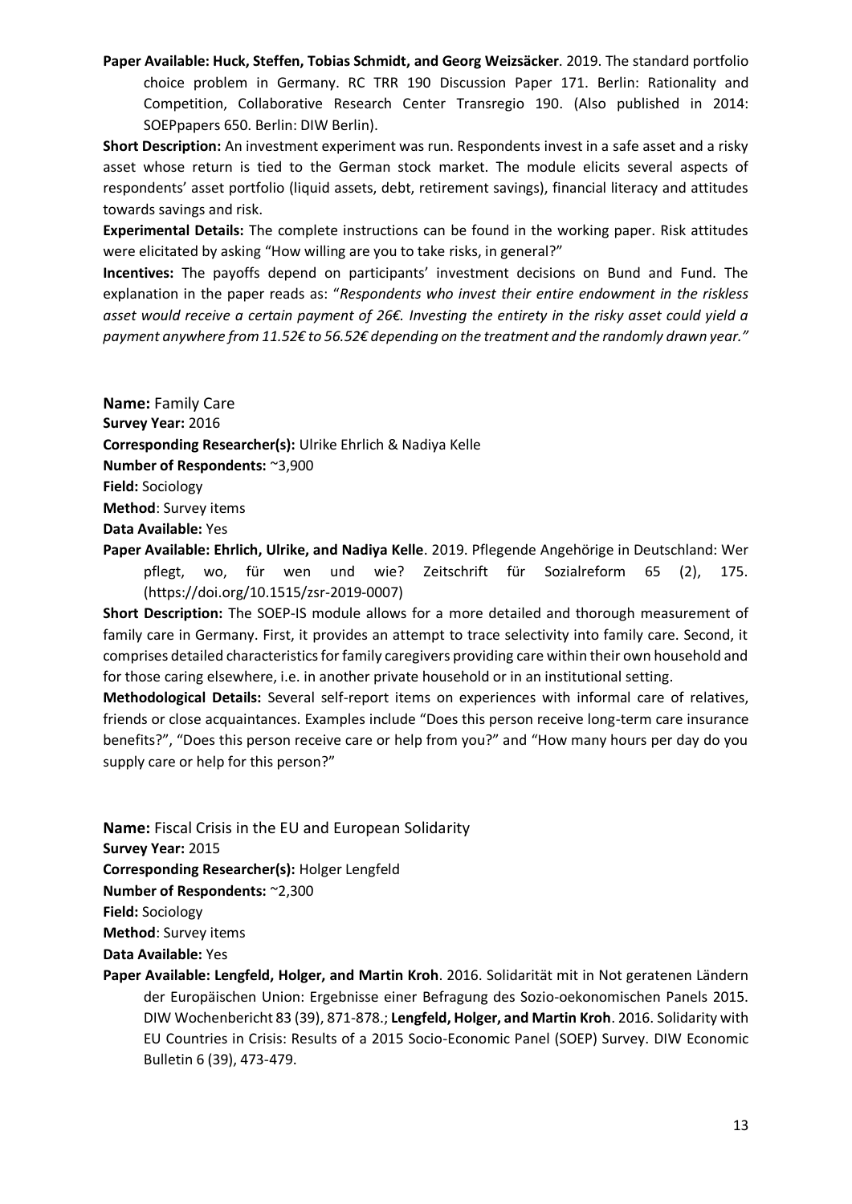**Paper Available: Huck, Steffen, Tobias Schmidt, and Georg Weizsäcker**. 2019. The standard portfolio choice problem in Germany. RC TRR 190 Discussion Paper 171. Berlin: Rationality and Competition, Collaborative Research Center Transregio 190. (Also published in 2014: SOEPpapers 650. Berlin: DIW Berlin).

**Short Description:** An investment experiment was run. Respondents invest in a safe asset and a risky asset whose return is tied to the German stock market. The module elicits several aspects of respondents' asset portfolio (liquid assets, debt, retirement savings), financial literacy and attitudes towards savings and risk.

**Experimental Details:** The complete instructions can be found in the working paper. Risk attitudes were elicitated by asking "How willing are you to take risks, in general?"

**Incentives:** The payoffs depend on participants' investment decisions on Bund and Fund. The explanation in the paper reads as: "*Respondents who invest their entire endowment in the riskless asset would receive a certain payment of 26€. Investing the entirety in the risky asset could yield a payment anywhere from 11.52€ to 56.52€ depending on the treatment and the randomly drawn year."*

**Name:** Family Care

**Survey Year:** 2016

**Corresponding Researcher(s):** Ulrike Ehrlich & Nadiya Kelle

**Number of Respondents:** ~3,900

**Field:** Sociology

**Method**: Survey items

**Data Available:** Yes

**Paper Available: Ehrlich, Ulrike, and Nadiya Kelle**. 2019. Pflegende Angehörige in Deutschland: Wer pflegt, wo, für wen und wie? Zeitschrift für Sozialreform 65 (2), 175. (https://doi.org/10.1515/zsr-2019-0007)

**Short Description:** The SOEP-IS module allows for a more detailed and thorough measurement of family care in Germany. First, it provides an attempt to trace selectivity into family care. Second, it comprises detailed characteristics for family caregivers providing care within their own household and for those caring elsewhere, i.e. in another private household or in an institutional setting.

**Methodological Details:** Several self-report items on experiences with informal care of relatives, friends or close acquaintances. Examples include "Does this person receive long-term care insurance benefits?", "Does this person receive care or help from you?" and "How many hours per day do you supply care or help for this person?"

**Name:** Fiscal Crisis in the EU and European Solidarity

**Survey Year:** 2015

**Corresponding Researcher(s):** Holger Lengfeld

**Number of Respondents:** ~2,300

**Field:** Sociology

**Method**: Survey items

**Data Available:** Yes

**Paper Available: Lengfeld, Holger, and Martin Kroh**. 2016. Solidarität mit in Not geratenen Ländern der Europäischen Union: Ergebnisse einer Befragung des Sozio-oekonomischen Panels 2015. DIW Wochenbericht 83 (39), 871-878.; **Lengfeld, Holger, and Martin Kroh**. 2016. Solidarity with EU Countries in Crisis: Results of a 2015 Socio-Economic Panel (SOEP) Survey. DIW Economic Bulletin 6 (39), 473-479.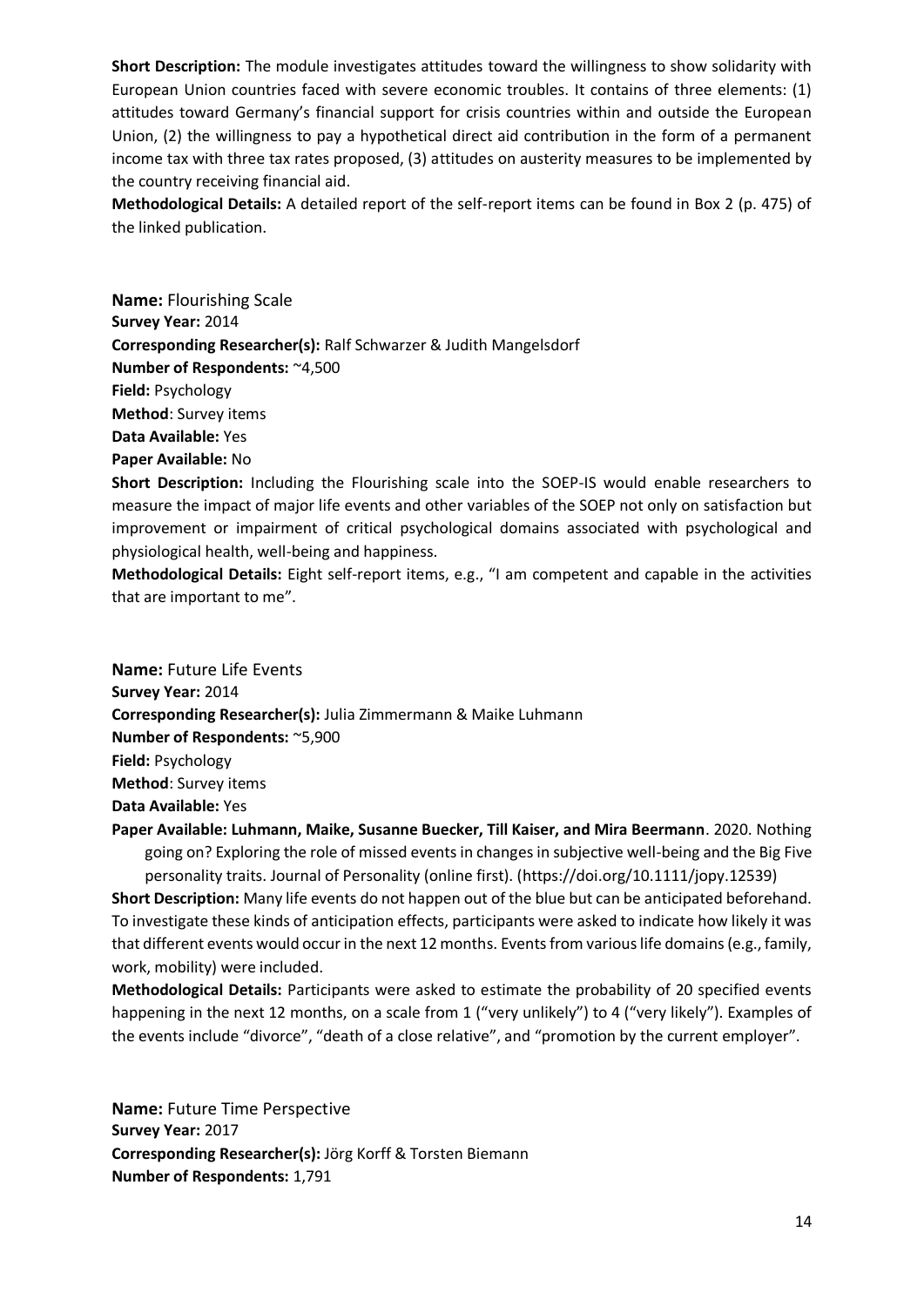**Short Description:** The module investigates attitudes toward the willingness to show solidarity with European Union countries faced with severe economic troubles. It contains of three elements: (1) attitudes toward Germany's financial support for crisis countries within and outside the European Union, (2) the willingness to pay a hypothetical direct aid contribution in the form of a permanent income tax with three tax rates proposed, (3) attitudes on austerity measures to be implemented by the country receiving financial aid.

**Methodological Details:** A detailed report of the self-report items can be found in Box 2 (p. 475) of the linked publication.

**Name:** Flourishing Scale
**Survey Year:** 2014
**Corresponding Researcher(s):** Ralf Schwarzer & Judith Mangelsdorf
**Number of Respondents:** ~4,500
**Field:** Psychology
**Method**: Survey items
**Data Available:** Yes
**Paper Available:** No

**Short Description:** Including the Flourishing scale into the SOEP-IS would enable researchers to measure the impact of major life events and other variables of the SOEP not only on satisfaction but improvement or impairment of critical psychological domains associated with psychological and physiological health, well-being and happiness.

**Methodological Details:** Eight self-report items, e.g., "I am competent and capable in the activities that are important to me".

**Name:** Future Life Events
**Survey Year:** 2014
**Corresponding Researcher(s):** Julia Zimmermann & Maike Luhmann
**Number of Respondents:** ~5,900
**Field:** Psychology
**Method**: Survey items
**Data Available:** Yes
**Paper Available: Luhmann, Maike, Susanne Buecker, Till Kaiser, and Mira Beermann**. 2020. Nothing going on? Exploring the role of missed events in changes in subjective well-being and the Big Five personality traits. Journal of Personality (online first). (https://doi.org/10.1111/jopy.12539)

**Short Description:** Many life events do not happen out of the blue but can be anticipated beforehand. To investigate these kinds of anticipation effects, participants were asked to indicate how likely it was that different events would occur in the next 12 months. Events from various life domains (e.g., family, work, mobility) were included.

**Methodological Details:** Participants were asked to estimate the probability of 20 specified events happening in the next 12 months, on a scale from 1 ("very unlikely") to 4 ("very likely"). Examples of the events include "divorce", "death of a close relative", and "promotion by the current employer".

**Name:** Future Time Perspective
**Survey Year:** 2017
**Corresponding Researcher(s):** Jörg Korff & Torsten Biemann
**Number of Respondents:** 1,791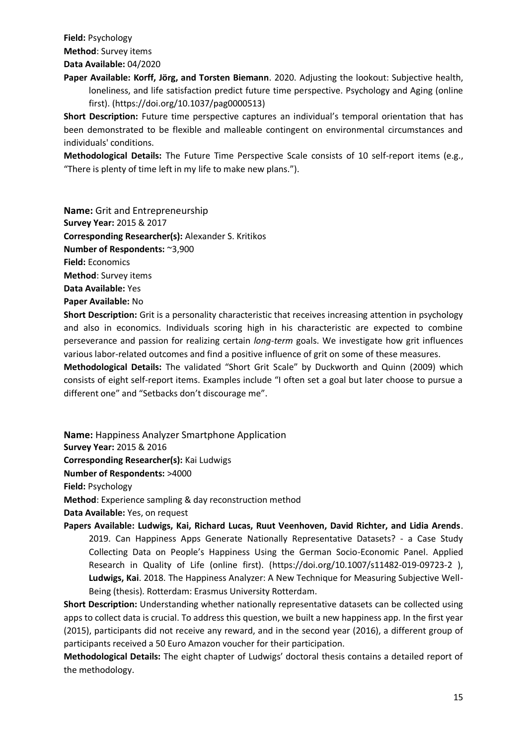**Field:** Psychology

**Method**: Survey items

**Data Available:** 04/2020

**Paper Available: Korff, Jörg, and Torsten Biemann**. 2020. Adjusting the lookout: Subjective health, loneliness, and life satisfaction predict future time perspective. Psychology and Aging (online first). (https://doi.org/10.1037/pag0000513)

**Short Description:** Future time perspective captures an individual's temporal orientation that has been demonstrated to be flexible and malleable contingent on environmental circumstances and individuals' conditions.

**Methodological Details:** The Future Time Perspective Scale consists of 10 self-report items (e.g., "There is plenty of time left in my life to make new plans.").

**Name:** Grit and Entrepreneurship

**Survey Year:** 2015 & 2017

**Corresponding Researcher(s):** Alexander S. Kritikos

**Number of Respondents:** ~3,900

**Field:** Economics

**Method**: Survey items

**Data Available:** Yes

**Paper Available:** No

**Short Description:** Grit is a personality characteristic that receives increasing attention in psychology and also in economics. Individuals scoring high in his characteristic are expected to combine perseverance and passion for realizing certain *long-term* goals. We investigate how grit influences various labor-related outcomes and find a positive influence of grit on some of these measures.

**Methodological Details:** The validated "Short Grit Scale" by Duckworth and Quinn (2009) which consists of eight self-report items. Examples include "I often set a goal but later choose to pursue a different one" and "Setbacks don't discourage me".

**Name:** Happiness Analyzer Smartphone Application

**Survey Year:** 2015 & 2016

**Corresponding Researcher(s):** Kai Ludwigs

**Number of Respondents:** >4000

**Field:** Psychology

**Method**: Experience sampling & day reconstruction method

**Data Available:** Yes, on request

**Papers Available: Ludwigs, Kai, Richard Lucas, Ruut Veenhoven, David Richter, and Lidia Arends**. 2019. Can Happiness Apps Generate Nationally Representative Datasets? - a Case Study Collecting Data on People's Happiness Using the German Socio-Economic Panel. Applied Research in Quality of Life (online first). (https://doi.org/10.1007/s11482-019-09723-2 ), **Ludwigs, Kai**. 2018. The Happiness Analyzer: A New Technique for Measuring Subjective Well-Being (thesis). Rotterdam: Erasmus University Rotterdam.

**Short Description:** Understanding whether nationally representative datasets can be collected using apps to collect data is crucial. To address this question, we built a new happiness app. In the first year (2015), participants did not receive any reward, and in the second year (2016), a different group of participants received a 50 Euro Amazon voucher for their participation.

**Methodological Details:** The eight chapter of Ludwigs' doctoral thesis contains a detailed report of the methodology.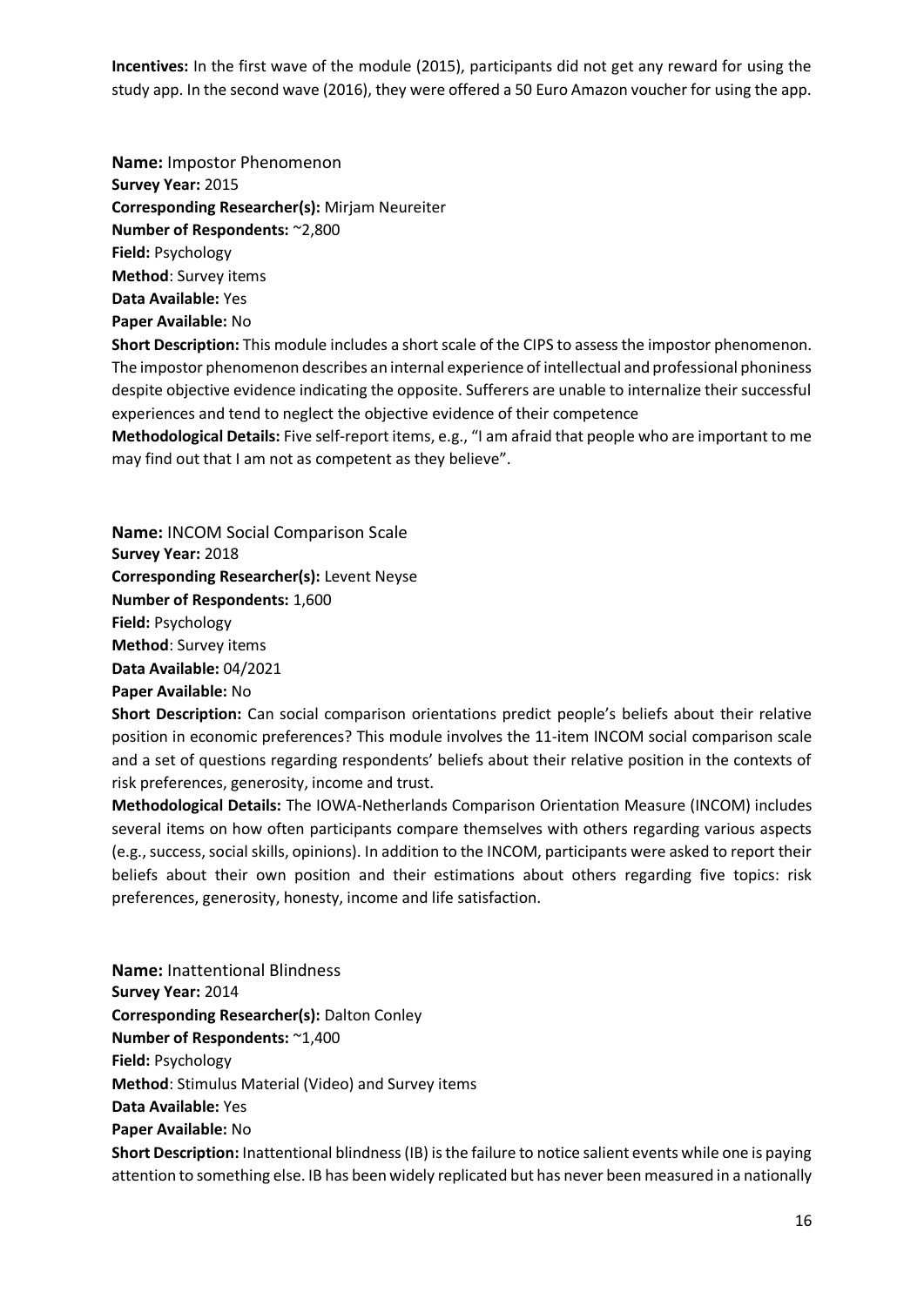**Incentives:** In the first wave of the module (2015), participants did not get any reward for using the study app. In the second wave (2016), they were offered a 50 Euro Amazon voucher for using the app.

**Name:** Impostor Phenomenon
**Survey Year:** 2015
**Corresponding Researcher(s):** Mirjam Neureiter
**Number of Respondents:** ~2,800
**Field:** Psychology
**Method**: Survey items
**Data Available:** Yes
**Paper Available:** No
**Short Description:** This module includes a short scale of the CIPS to assess the impostor phenomenon. The impostor phenomenon describes an internal experience of intellectual and professional phoniness despite objective evidence indicating the opposite. Sufferers are unable to internalize their successful experiences and tend to neglect the objective evidence of their competence
**Methodological Details:** Five self-report items, e.g., "I am afraid that people who are important to me may find out that I am not as competent as they believe".

**Name:** INCOM Social Comparison Scale
**Survey Year:** 2018
**Corresponding Researcher(s):** Levent Neyse
**Number of Respondents:** 1,600
**Field:** Psychology
**Method**: Survey items
**Data Available:** 04/2021
**Paper Available:** No
**Short Description:** Can social comparison orientations predict people's beliefs about their relative position in economic preferences? This module involves the 11-item INCOM social comparison scale and a set of questions regarding respondents' beliefs about their relative position in the contexts of risk preferences, generosity, income and trust.
**Methodological Details:** The IOWA-Netherlands Comparison Orientation Measure (INCOM) includes several items on how often participants compare themselves with others regarding various aspects (e.g., success, social skills, opinions). In addition to the INCOM, participants were asked to report their beliefs about their own position and their estimations about others regarding five topics: risk preferences, generosity, honesty, income and life satisfaction.

**Name:** Inattentional Blindness
**Survey Year:** 2014
**Corresponding Researcher(s):** Dalton Conley
**Number of Respondents:** ~1,400
**Field:** Psychology
**Method**: Stimulus Material (Video) and Survey items
**Data Available:** Yes
**Paper Available:** No
**Short Description:** Inattentional blindness (IB) is the failure to notice salient events while one is paying attention to something else. IB has been widely replicated but has never been measured in a nationally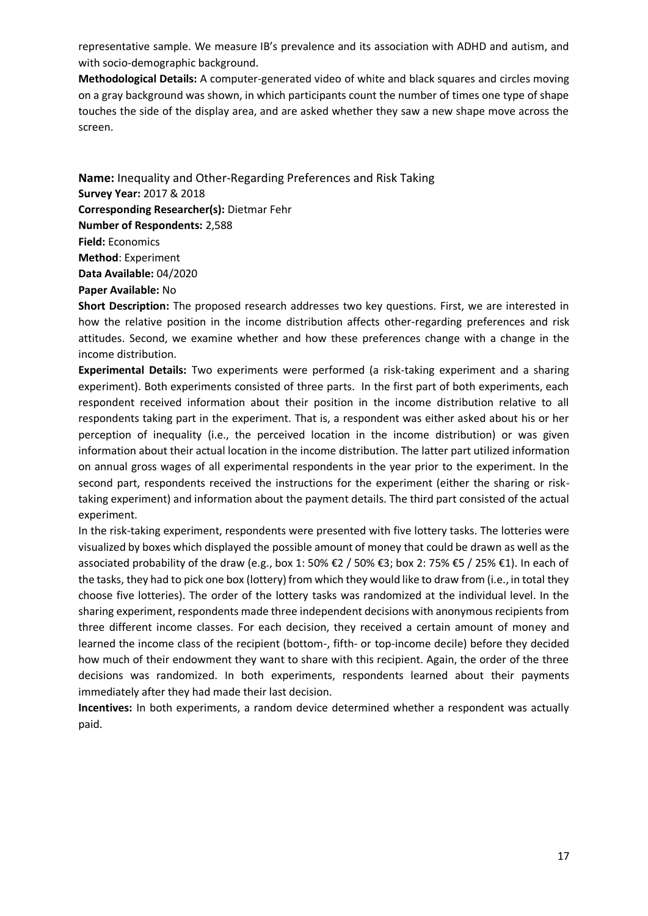representative sample. We measure IB's prevalence and its association with ADHD and autism, and with socio-demographic background.

**Methodological Details:** A computer-generated video of white and black squares and circles moving on a gray background was shown, in which participants count the number of times one type of shape touches the side of the display area, and are asked whether they saw a new shape move across the screen.

**Name:** Inequality and Other-Regarding Preferences and Risk Taking
**Survey Year:** 2017 & 2018
**Corresponding Researcher(s):** Dietmar Fehr
**Number of Respondents:** 2,588
**Field:** Economics
**Method**: Experiment
**Data Available:** 04/2020
**Paper Available:** No

**Short Description:** The proposed research addresses two key questions. First, we are interested in how the relative position in the income distribution affects other-regarding preferences and risk attitudes. Second, we examine whether and how these preferences change with a change in the income distribution.

**Experimental Details:** Two experiments were performed (a risk-taking experiment and a sharing experiment). Both experiments consisted of three parts. In the first part of both experiments, each respondent received information about their position in the income distribution relative to all respondents taking part in the experiment. That is, a respondent was either asked about his or her perception of inequality (i.e., the perceived location in the income distribution) or was given information about their actual location in the income distribution. The latter part utilized information on annual gross wages of all experimental respondents in the year prior to the experiment. In the second part, respondents received the instructions for the experiment (either the sharing or risk-taking experiment) and information about the payment details. The third part consisted of the actual experiment.

In the risk-taking experiment, respondents were presented with five lottery tasks. The lotteries were visualized by boxes which displayed the possible amount of money that could be drawn as well as the associated probability of the draw (e.g., box 1: 50% €2 / 50% €3; box 2: 75% €5 / 25% €1). In each of the tasks, they had to pick one box (lottery) from which they would like to draw from (i.e., in total they choose five lotteries). The order of the lottery tasks was randomized at the individual level. In the sharing experiment, respondents made three independent decisions with anonymous recipients from three different income classes. For each decision, they received a certain amount of money and learned the income class of the recipient (bottom-, fifth- or top-income decile) before they decided how much of their endowment they want to share with this recipient. Again, the order of the three decisions was randomized. In both experiments, respondents learned about their payments immediately after they had made their last decision.

**Incentives:** In both experiments, a random device determined whether a respondent was actually paid.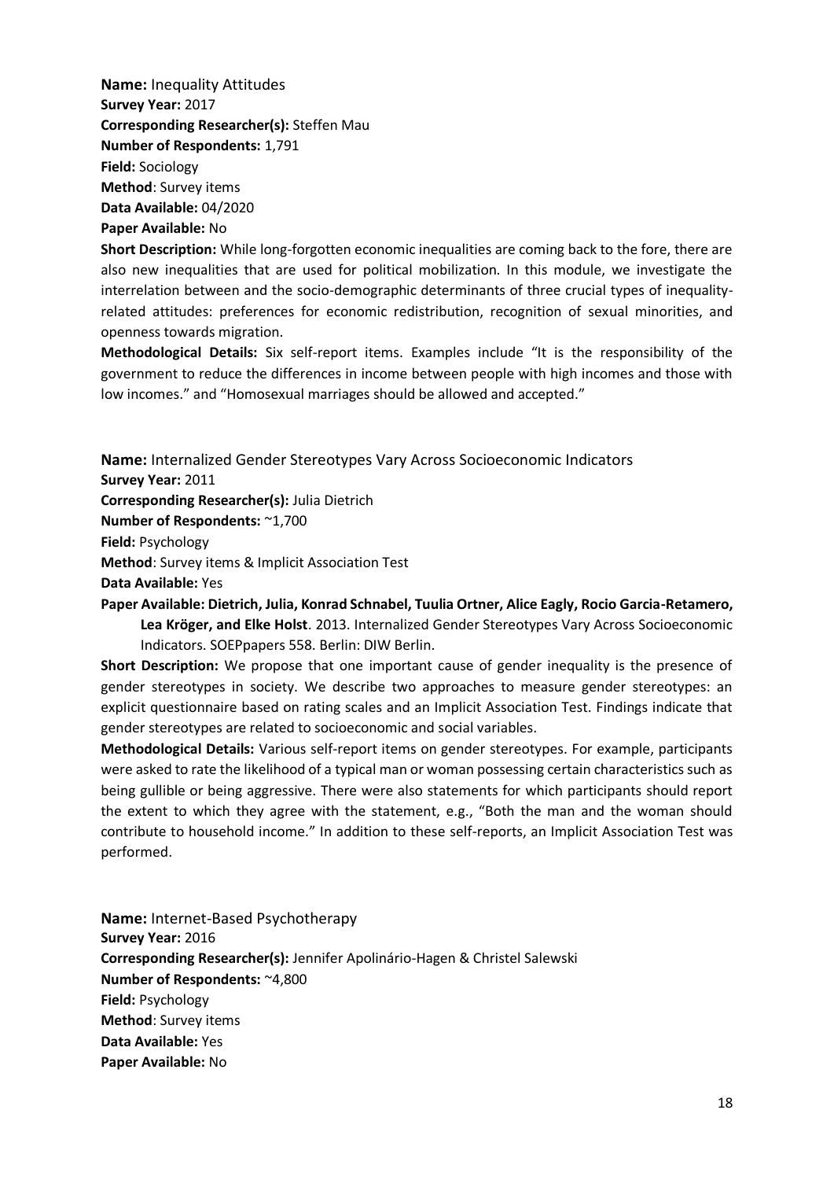**Name:** Inequality Attitudes
**Survey Year:** 2017
**Corresponding Researcher(s):** Steffen Mau
**Number of Respondents:** 1,791
**Field:** Sociology
**Method**: Survey items
**Data Available:** 04/2020
**Paper Available:** No
**Short Description:** While long-forgotten economic inequalities are coming back to the fore, there are also new inequalities that are used for political mobilization. In this module, we investigate the interrelation between and the socio-demographic determinants of three crucial types of inequality-related attitudes: preferences for economic redistribution, recognition of sexual minorities, and openness towards migration.
**Methodological Details:** Six self-report items. Examples include "It is the responsibility of the government to reduce the differences in income between people with high incomes and those with low incomes." and "Homosexual marriages should be allowed and accepted."

**Name:** Internalized Gender Stereotypes Vary Across Socioeconomic Indicators
**Survey Year:** 2011
**Corresponding Researcher(s):** Julia Dietrich
**Number of Respondents:** ~1,700
**Field:** Psychology
**Method**: Survey items & Implicit Association Test
**Data Available:** Yes
**Paper Available: Dietrich, Julia, Konrad Schnabel, Tuulia Ortner, Alice Eagly, Rocio Garcia-Retamero, Lea Kröger, and Elke Holst**. 2013. Internalized Gender Stereotypes Vary Across Socioeconomic Indicators. SOEPpapers 558. Berlin: DIW Berlin.
**Short Description:** We propose that one important cause of gender inequality is the presence of gender stereotypes in society. We describe two approaches to measure gender stereotypes: an explicit questionnaire based on rating scales and an Implicit Association Test. Findings indicate that gender stereotypes are related to socioeconomic and social variables.
**Methodological Details:** Various self-report items on gender stereotypes. For example, participants were asked to rate the likelihood of a typical man or woman possessing certain characteristics such as being gullible or being aggressive. There were also statements for which participants should report the extent to which they agree with the statement, e.g., "Both the man and the woman should contribute to household income." In addition to these self-reports, an Implicit Association Test was performed.

**Name:** Internet-Based Psychotherapy
**Survey Year:** 2016
**Corresponding Researcher(s):** Jennifer Apolinário-Hagen & Christel Salewski
**Number of Respondents:** ~4,800
**Field:** Psychology
**Method**: Survey items
**Data Available:** Yes
**Paper Available:** No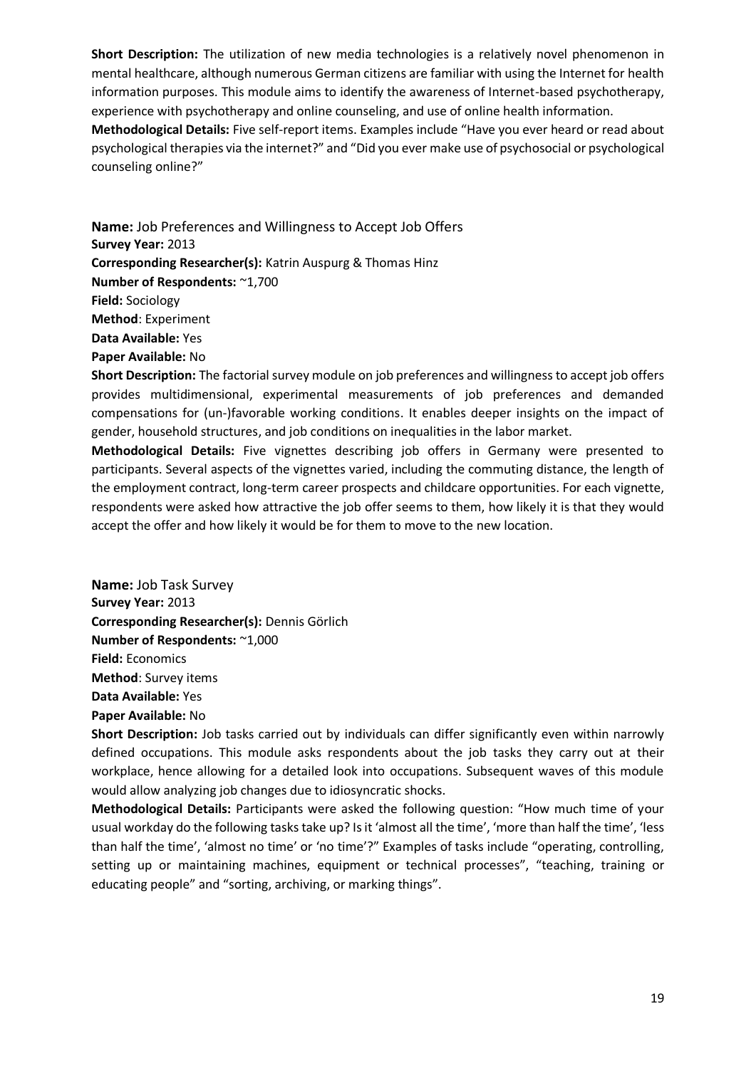**Short Description:** The utilization of new media technologies is a relatively novel phenomenon in mental healthcare, although numerous German citizens are familiar with using the Internet for health information purposes. This module aims to identify the awareness of Internet-based psychotherapy, experience with psychotherapy and online counseling, and use of online health information.

**Methodological Details:** Five self-report items. Examples include "Have you ever heard or read about psychological therapies via the internet?" and "Did you ever make use of psychosocial or psychological counseling online?"

**Name:** Job Preferences and Willingness to Accept Job Offers

**Survey Year:** 2013

**Corresponding Researcher(s):** Katrin Auspurg & Thomas Hinz

**Number of Respondents:** ~1,700

**Field:** Sociology

**Method**: Experiment

**Data Available:** Yes

**Paper Available:** No

**Short Description:** The factorial survey module on job preferences and willingness to accept job offers provides multidimensional, experimental measurements of job preferences and demanded compensations for (un-)favorable working conditions. It enables deeper insights on the impact of gender, household structures, and job conditions on inequalities in the labor market.

**Methodological Details:** Five vignettes describing job offers in Germany were presented to participants. Several aspects of the vignettes varied, including the commuting distance, the length of the employment contract, long-term career prospects and childcare opportunities. For each vignette, respondents were asked how attractive the job offer seems to them, how likely it is that they would accept the offer and how likely it would be for them to move to the new location.

**Name:** Job Task Survey

**Survey Year:** 2013

**Corresponding Researcher(s):** Dennis Görlich

**Number of Respondents:** ~1,000

**Field:** Economics

**Method**: Survey items

**Data Available:** Yes

**Paper Available:** No

**Short Description:** Job tasks carried out by individuals can differ significantly even within narrowly defined occupations. This module asks respondents about the job tasks they carry out at their workplace, hence allowing for a detailed look into occupations. Subsequent waves of this module would allow analyzing job changes due to idiosyncratic shocks.

**Methodological Details:** Participants were asked the following question: "How much time of your usual workday do the following tasks take up? Is it 'almost all the time', 'more than half the time', 'less than half the time', 'almost no time' or 'no time'?" Examples of tasks include "operating, controlling, setting up or maintaining machines, equipment or technical processes", "teaching, training or educating people" and "sorting, archiving, or marking things".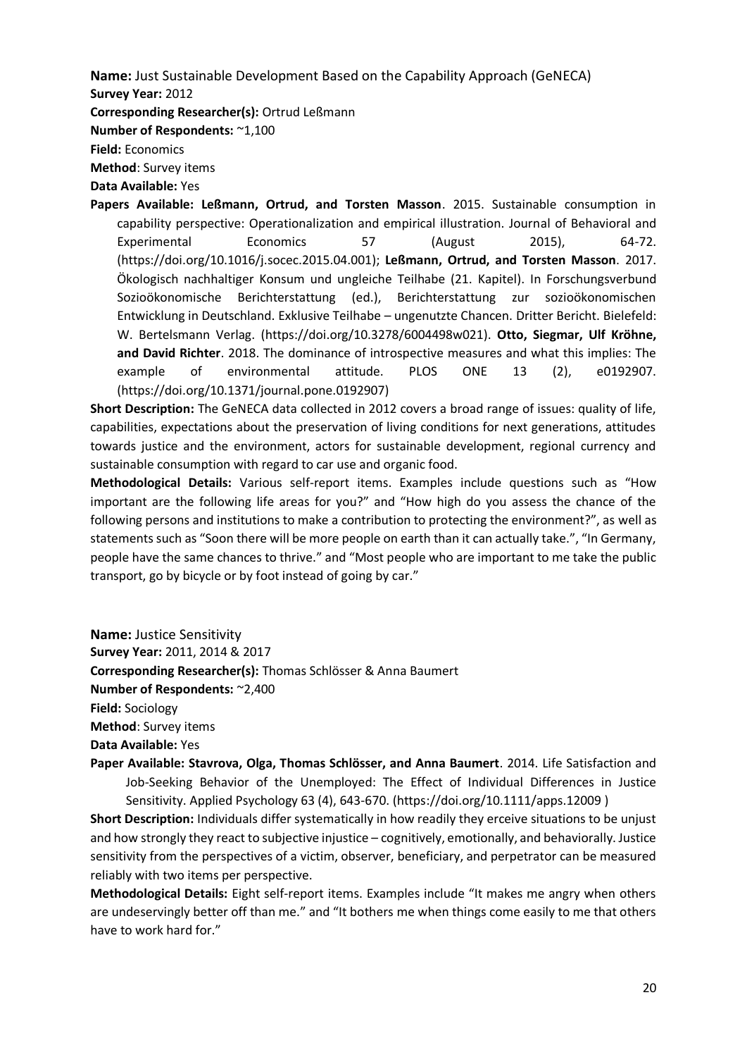**Name:** Just Sustainable Development Based on the Capability Approach (GeNECA)
**Survey Year:** 2012
**Corresponding Researcher(s):** Ortrud Leßmann
**Number of Respondents:** ~1,100
**Field:** Economics
**Method**: Survey items
**Data Available:** Yes
**Papers Available: Leßmann, Ortrud, and Torsten Masson**. 2015. Sustainable consumption in capability perspective: Operationalization and empirical illustration. Journal of Behavioral and Experimental Economics 57 (August 2015), 64-72. (https://doi.org/10.1016/j.socec.2015.04.001); **Leßmann, Ortrud, and Torsten Masson**. 2017. Ökologisch nachhaltiger Konsum und ungleiche Teilhabe (21. Kapitel). In Forschungsverbund Sozioökonomische Berichterstattung (ed.), Berichterstattung zur sozioökonomischen Entwicklung in Deutschland. Exklusive Teilhabe – ungenutzte Chancen. Dritter Bericht. Bielefeld: W. Bertelsmann Verlag. (https://doi.org/10.3278/6004498w021). **Otto, Siegmar, Ulf Kröhne, and David Richter**. 2018. The dominance of introspective measures and what this implies: The example of environmental attitude. PLOS ONE 13 (2), e0192907. (https://doi.org/10.1371/journal.pone.0192907)
**Short Description:** The GeNECA data collected in 2012 covers a broad range of issues: quality of life, capabilities, expectations about the preservation of living conditions for next generations, attitudes towards justice and the environment, actors for sustainable development, regional currency and sustainable consumption with regard to car use and organic food.
**Methodological Details:** Various self-report items. Examples include questions such as "How important are the following life areas for you?" and "How high do you assess the chance of the following persons and institutions to make a contribution to protecting the environment?", as well as statements such as "Soon there will be more people on earth than it can actually take.", "In Germany, people have the same chances to thrive." and "Most people who are important to me take the public transport, go by bicycle or by foot instead of going by car."

**Name:** Justice Sensitivity
**Survey Year:** 2011, 2014 & 2017
**Corresponding Researcher(s):** Thomas Schlösser & Anna Baumert
**Number of Respondents:** ~2,400
**Field:** Sociology
**Method**: Survey items
**Data Available:** Yes
**Paper Available: Stavrova, Olga, Thomas Schlösser, and Anna Baumert**. 2014. Life Satisfaction and Job-Seeking Behavior of the Unemployed: The Effect of Individual Differences in Justice Sensitivity. Applied Psychology 63 (4), 643-670. (https://doi.org/10.1111/apps.12009 )
**Short Description:** Individuals differ systematically in how readily they erceive situations to be unjust and how strongly they react to subjective injustice – cognitively, emotionally, and behaviorally. Justice sensitivity from the perspectives of a victim, observer, beneficiary, and perpetrator can be measured reliably with two items per perspective.
**Methodological Details:** Eight self-report items. Examples include "It makes me angry when others are undeservingly better off than me." and "It bothers me when things come easily to me that others have to work hard for."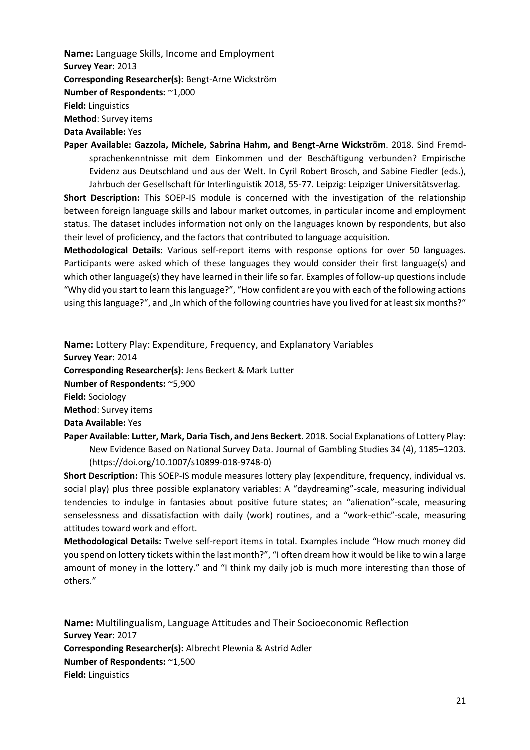**Name:** Language Skills, Income and Employment
**Survey Year:** 2013
**Corresponding Researcher(s):** Bengt-Arne Wickström
**Number of Respondents:** ~1,000
**Field:** Linguistics
**Method**: Survey items
**Data Available:** Yes
**Paper Available: Gazzola, Michele, Sabrina Hahm, and Bengt-Arne Wickström**. 2018. Sind Fremdsprachenkenntnisse mit dem Einkommen und der Beschäftigung verbunden? Empirische Evidenz aus Deutschland und aus der Welt. In Cyril Robert Brosch, and Sabine Fiedler (eds.), Jahrbuch der Gesellschaft für Interlinguistik 2018, 55-77. Leipzig: Leipziger Universitätsverlag.
**Short Description:** This SOEP-IS module is concerned with the investigation of the relationship between foreign language skills and labour market outcomes, in particular income and employment status. The dataset includes information not only on the languages known by respondents, but also their level of proficiency, and the factors that contributed to language acquisition.
**Methodological Details:** Various self-report items with response options for over 50 languages. Participants were asked which of these languages they would consider their first language(s) and which other language(s) they have learned in their life so far. Examples of follow-up questions include "Why did you start to learn this language?", "How confident are you with each of the following actions using this language?", and „In which of the following countries have you lived for at least six months?"

**Name:** Lottery Play: Expenditure, Frequency, and Explanatory Variables
**Survey Year:** 2014
**Corresponding Researcher(s):** Jens Beckert & Mark Lutter
**Number of Respondents:** ~5,900
**Field:** Sociology
**Method**: Survey items
**Data Available:** Yes
**Paper Available: Lutter, Mark, Daria Tisch, and Jens Beckert**. 2018. Social Explanations of Lottery Play: New Evidence Based on National Survey Data. Journal of Gambling Studies 34 (4), 1185–1203. (https://doi.org/10.1007/s10899-018-9748-0)
**Short Description:** This SOEP-IS module measures lottery play (expenditure, frequency, individual vs. social play) plus three possible explanatory variables: A "daydreaming"-scale, measuring individual tendencies to indulge in fantasies about positive future states; an "alienation"-scale, measuring senselessness and dissatisfaction with daily (work) routines, and a "work-ethic"-scale, measuring attitudes toward work and effort.
**Methodological Details:** Twelve self-report items in total. Examples include "How much money did you spend on lottery tickets within the last month?", "I often dream how it would be like to win a large amount of money in the lottery." and "I think my daily job is much more interesting than those of others."

**Name:** Multilingualism, Language Attitudes and Their Socioeconomic Reflection
**Survey Year:** 2017
**Corresponding Researcher(s):** Albrecht Plewnia & Astrid Adler
**Number of Respondents:** ~1,500
**Field:** Linguistics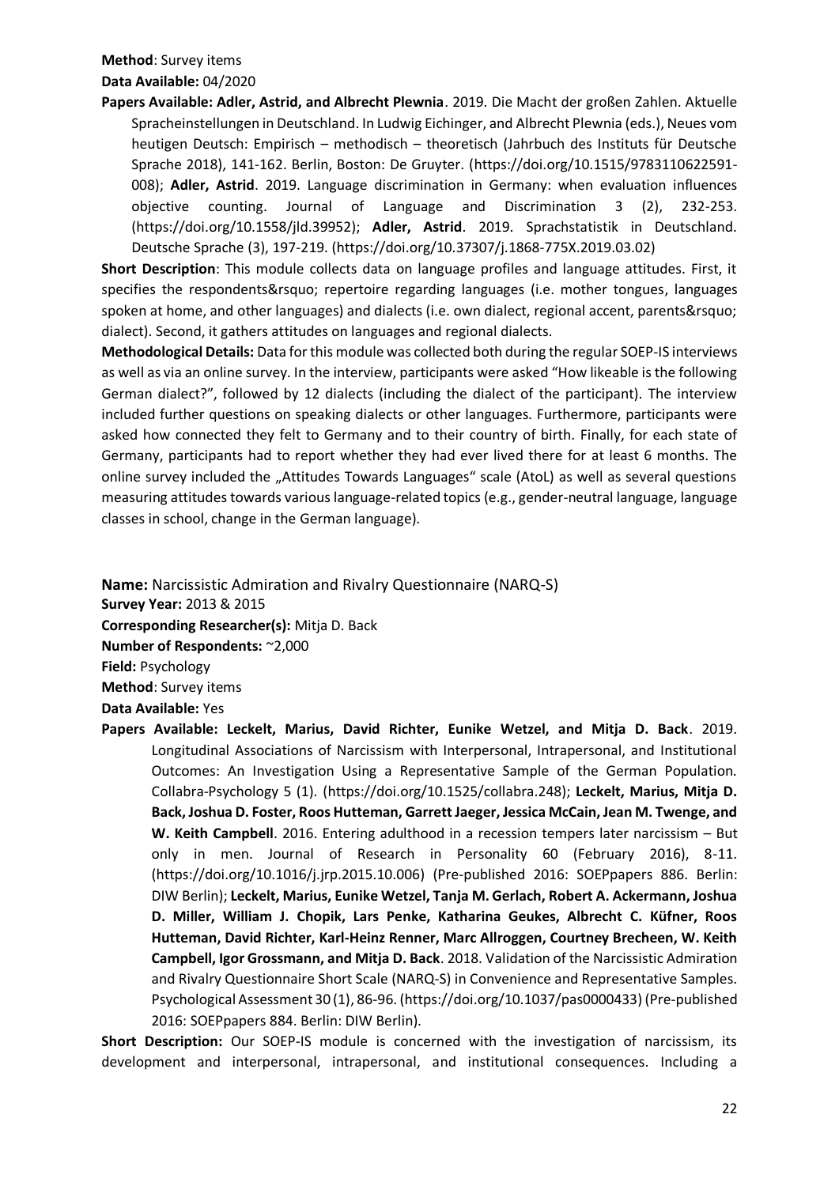**Method**: Survey items

**Data Available:** 04/2020

**Papers Available: Adler, Astrid, and Albrecht Plewnia**. 2019. Die Macht der großen Zahlen. Aktuelle Spracheinstellungen in Deutschland. In Ludwig Eichinger, and Albrecht Plewnia (eds.), Neues vom heutigen Deutsch: Empirisch – methodisch – theoretisch (Jahrbuch des Instituts für Deutsche Sprache 2018), 141-162. Berlin, Boston: De Gruyter. (https://doi.org/10.1515/9783110622591-008); **Adler, Astrid**. 2019. Language discrimination in Germany: when evaluation influences objective counting. Journal of Language and Discrimination 3 (2), 232-253. (https://doi.org/10.1558/jld.39952); **Adler, Astrid**. 2019. Sprachstatistik in Deutschland. Deutsche Sprache (3), 197-219. (https://doi.org/10.37307/j.1868-775X.2019.03.02)

**Short Description**: This module collects data on language profiles and language attitudes. First, it specifies the respondents&rsquo; repertoire regarding languages (i.e. mother tongues, languages spoken at home, and other languages) and dialects (i.e. own dialect, regional accent, parents&rsquo; dialect). Second, it gathers attitudes on languages and regional dialects.

**Methodological Details:** Data for this module was collected both during the regular SOEP-IS interviews as well as via an online survey. In the interview, participants were asked "How likeable is the following German dialect?", followed by 12 dialects (including the dialect of the participant). The interview included further questions on speaking dialects or other languages. Furthermore, participants were asked how connected they felt to Germany and to their country of birth. Finally, for each state of Germany, participants had to report whether they had ever lived there for at least 6 months. The online survey included the „Attitudes Towards Languages" scale (AtoL) as well as several questions measuring attitudes towards various language-related topics (e.g., gender-neutral language, language classes in school, change in the German language).

**Name:** Narcissistic Admiration and Rivalry Questionnaire (NARQ-S)

**Survey Year:** 2013 & 2015

**Corresponding Researcher(s):** Mitja D. Back

**Number of Respondents:** ~2,000

**Field:** Psychology

**Method**: Survey items

**Data Available:** Yes

**Papers Available: Leckelt, Marius, David Richter, Eunike Wetzel, and Mitja D. Back**. 2019. Longitudinal Associations of Narcissism with Interpersonal, Intrapersonal, and Institutional Outcomes: An Investigation Using a Representative Sample of the German Population. Collabra-Psychology 5 (1). (https://doi.org/10.1525/collabra.248); **Leckelt, Marius, Mitja D. Back, Joshua D. Foster, Roos Hutteman, Garrett Jaeger, Jessica McCain, Jean M. Twenge, and W. Keith Campbell**. 2016. Entering adulthood in a recession tempers later narcissism – But only in men. Journal of Research in Personality 60 (February 2016), 8-11. (https://doi.org/10.1016/j.jrp.2015.10.006) (Pre-published 2016: SOEPpapers 886. Berlin: DIW Berlin); **Leckelt, Marius, Eunike Wetzel, Tanja M. Gerlach, Robert A. Ackermann, Joshua D. Miller, William J. Chopik, Lars Penke, Katharina Geukes, Albrecht C. Küfner, Roos Hutteman, David Richter, Karl-Heinz Renner, Marc Allroggen, Courtney Brecheen, W. Keith Campbell, Igor Grossmann, and Mitja D. Back**. 2018. Validation of the Narcissistic Admiration and Rivalry Questionnaire Short Scale (NARQ-S) in Convenience and Representative Samples. Psychological Assessment 30 (1), 86-96. (https://doi.org/10.1037/pas0000433) (Pre-published 2016: SOEPpapers 884. Berlin: DIW Berlin).

**Short Description:** Our SOEP-IS module is concerned with the investigation of narcissism, its development and interpersonal, intrapersonal, and institutional consequences. Including a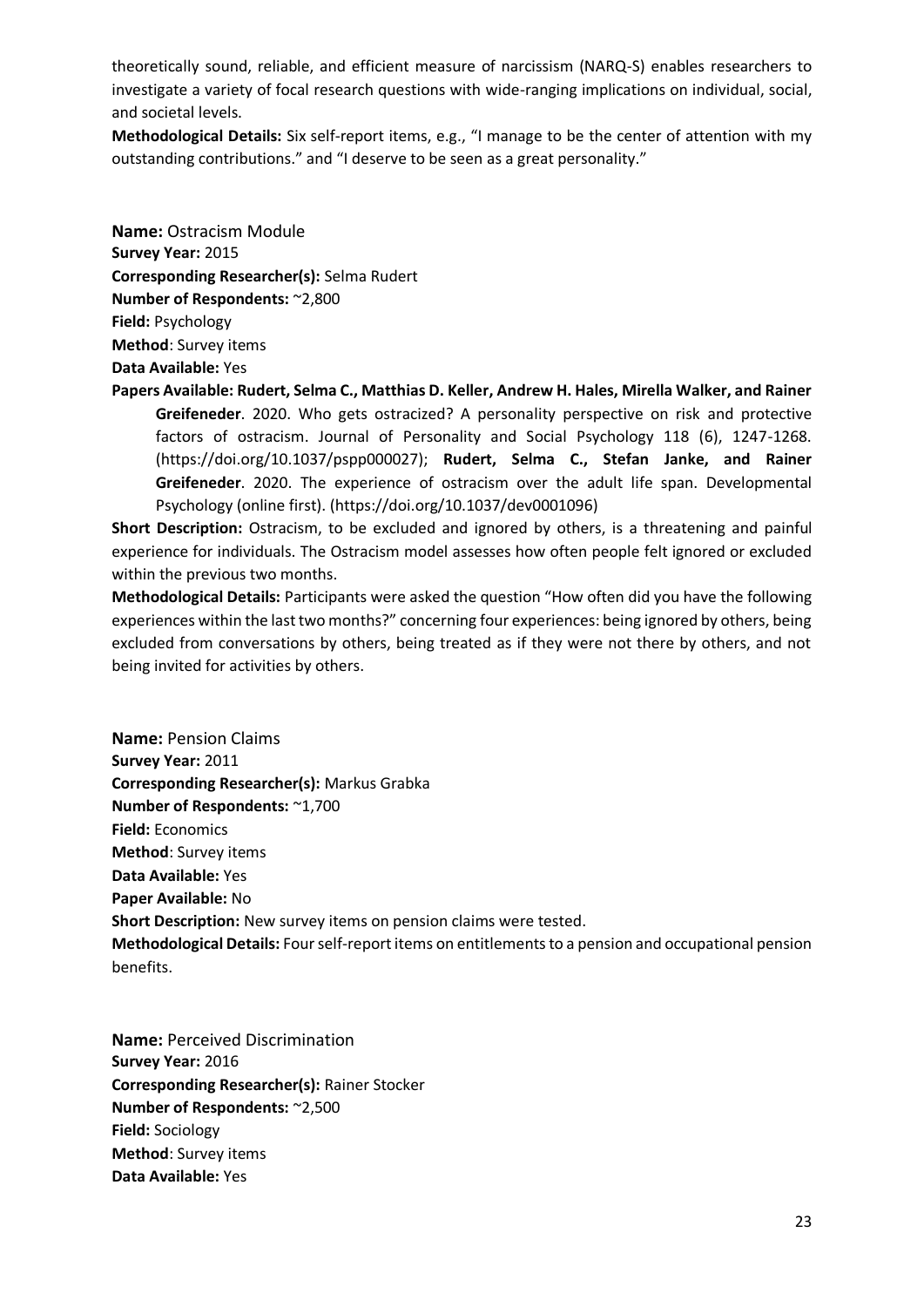theoretically sound, reliable, and efficient measure of narcissism (NARQ-S) enables researchers to investigate a variety of focal research questions with wide-ranging implications on individual, social, and societal levels.

**Methodological Details:** Six self-report items, e.g., "I manage to be the center of attention with my outstanding contributions." and "I deserve to be seen as a great personality."

**Name:** Ostracism Module
**Survey Year:** 2015
**Corresponding Researcher(s):** Selma Rudert
**Number of Respondents:** ~2,800
**Field:** Psychology
**Method**: Survey items
**Data Available:** Yes
**Papers Available: Rudert, Selma C., Matthias D. Keller, Andrew H. Hales, Mirella Walker, and Rainer Greifeneder**. 2020. Who gets ostracized? A personality perspective on risk and protective factors of ostracism. Journal of Personality and Social Psychology 118 (6), 1247-1268. (https://doi.org/10.1037/pspp000027); **Rudert, Selma C., Stefan Janke, and Rainer Greifeneder**. 2020. The experience of ostracism over the adult life span. Developmental Psychology (online first). (https://doi.org/10.1037/dev0001096)
**Short Description:** Ostracism, to be excluded and ignored by others, is a threatening and painful experience for individuals. The Ostracism model assesses how often people felt ignored or excluded within the previous two months.
**Methodological Details:** Participants were asked the question "How often did you have the following experiences within the last two months?" concerning four experiences: being ignored by others, being excluded from conversations by others, being treated as if they were not there by others, and not being invited for activities by others.

**Name:** Pension Claims
**Survey Year:** 2011
**Corresponding Researcher(s):** Markus Grabka
**Number of Respondents:** ~1,700
**Field:** Economics
**Method**: Survey items
**Data Available:** Yes
**Paper Available:** No
**Short Description:** New survey items on pension claims were tested.
**Methodological Details:** Four self-report items on entitlements to a pension and occupational pension benefits.

**Name:** Perceived Discrimination
**Survey Year:** 2016
**Corresponding Researcher(s):** Rainer Stocker
**Number of Respondents:** ~2,500
**Field:** Sociology
**Method**: Survey items
**Data Available:** Yes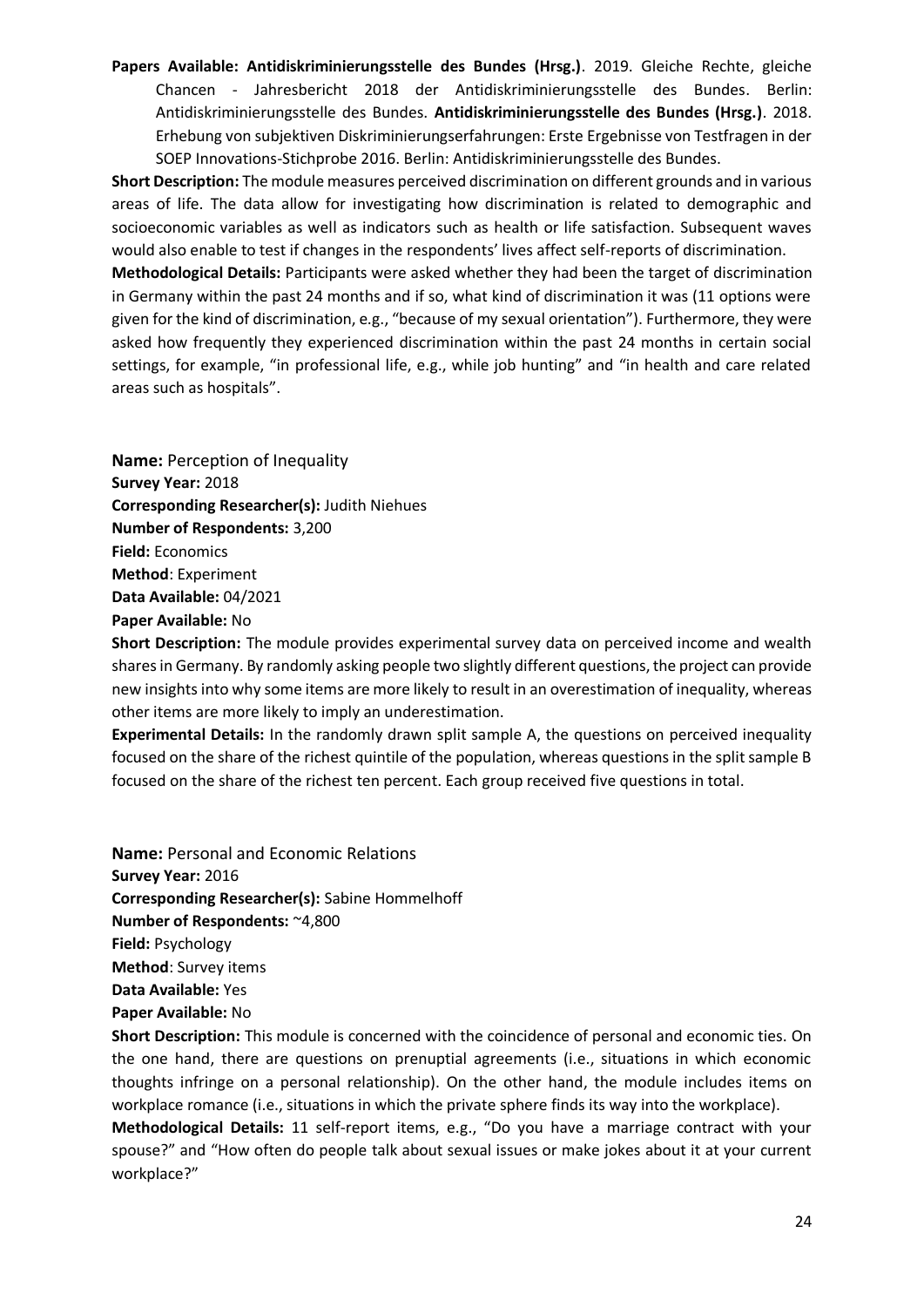**Papers Available: Antidiskriminierungsstelle des Bundes (Hrsg.)**. 2019. Gleiche Rechte, gleiche Chancen - Jahresbericht 2018 der Antidiskriminierungsstelle des Bundes. Berlin: Antidiskriminierungsstelle des Bundes. **Antidiskriminierungsstelle des Bundes (Hrsg.)**. 2018. Erhebung von subjektiven Diskriminierungserfahrungen: Erste Ergebnisse von Testfragen in der SOEP Innovations-Stichprobe 2016. Berlin: Antidiskriminierungsstelle des Bundes.

**Short Description:** The module measures perceived discrimination on different grounds and in various areas of life. The data allow for investigating how discrimination is related to demographic and socioeconomic variables as well as indicators such as health or life satisfaction. Subsequent waves would also enable to test if changes in the respondents' lives affect self-reports of discrimination.

**Methodological Details:** Participants were asked whether they had been the target of discrimination in Germany within the past 24 months and if so, what kind of discrimination it was (11 options were given for the kind of discrimination, e.g., "because of my sexual orientation"). Furthermore, they were asked how frequently they experienced discrimination within the past 24 months in certain social settings, for example, "in professional life, e.g., while job hunting" and "in health and care related areas such as hospitals".

**Name:** Perception of Inequality
**Survey Year:** 2018
**Corresponding Researcher(s):** Judith Niehues
**Number of Respondents:** 3,200
**Field:** Economics
**Method**: Experiment
**Data Available:** 04/2021
**Paper Available:** No

**Short Description:** The module provides experimental survey data on perceived income and wealth shares in Germany. By randomly asking people two slightly different questions, the project can provide new insights into why some items are more likely to result in an overestimation of inequality, whereas other items are more likely to imply an underestimation.

**Experimental Details:** In the randomly drawn split sample A, the questions on perceived inequality focused on the share of the richest quintile of the population, whereas questions in the split sample B focused on the share of the richest ten percent. Each group received five questions in total.

**Name:** Personal and Economic Relations
**Survey Year:** 2016
**Corresponding Researcher(s):** Sabine Hommelhoff
**Number of Respondents:** ~4,800
**Field:** Psychology
**Method**: Survey items
**Data Available:** Yes
**Paper Available:** No

**Short Description:** This module is concerned with the coincidence of personal and economic ties. On the one hand, there are questions on prenuptial agreements (i.e., situations in which economic thoughts infringe on a personal relationship). On the other hand, the module includes items on workplace romance (i.e., situations in which the private sphere finds its way into the workplace).

**Methodological Details:** 11 self-report items, e.g., "Do you have a marriage contract with your spouse?" and "How often do people talk about sexual issues or make jokes about it at your current workplace?"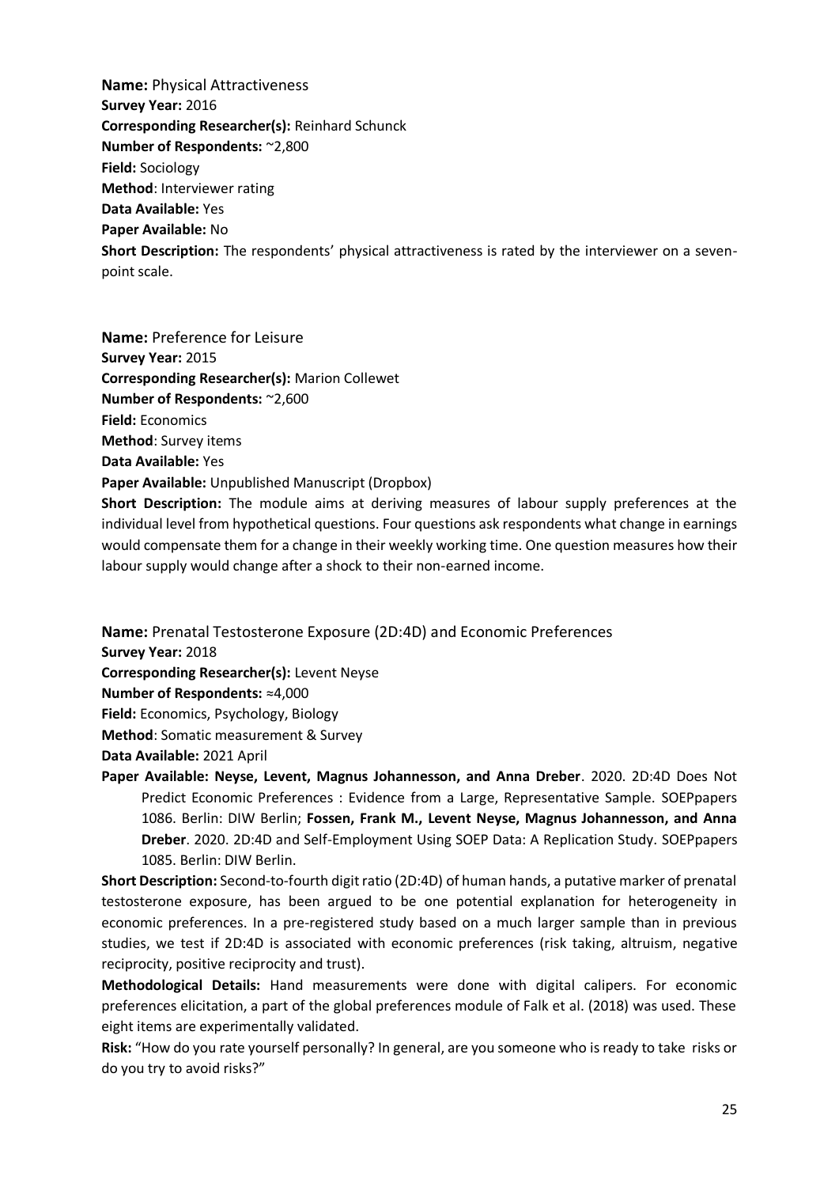**Name:** Physical Attractiveness
**Survey Year:** 2016
**Corresponding Researcher(s):** Reinhard Schunck
**Number of Respondents:** ~2,800
**Field:** Sociology
**Method**: Interviewer rating
**Data Available:** Yes
**Paper Available:** No
**Short Description:** The respondents' physical attractiveness is rated by the interviewer on a seven-point scale.

**Name:** Preference for Leisure
**Survey Year:** 2015
**Corresponding Researcher(s):** Marion Collewet
**Number of Respondents:** ~2,600
**Field:** Economics
**Method**: Survey items
**Data Available:** Yes
**Paper Available:** Unpublished Manuscript (Dropbox)
**Short Description:** The module aims at deriving measures of labour supply preferences at the individual level from hypothetical questions. Four questions ask respondents what change in earnings would compensate them for a change in their weekly working time. One question measures how their labour supply would change after a shock to their non-earned income.

**Name:** Prenatal Testosterone Exposure (2D:4D) and Economic Preferences
**Survey Year:** 2018
**Corresponding Researcher(s):** Levent Neyse
**Number of Respondents:** ≈4,000
**Field:** Economics, Psychology, Biology
**Method**: Somatic measurement & Survey
**Data Available:** 2021 April
**Paper Available: Neyse, Levent, Magnus Johannesson, and Anna Dreber**. 2020. 2D:4D Does Not Predict Economic Preferences : Evidence from a Large, Representative Sample. SOEPpapers 1086. Berlin: DIW Berlin; **Fossen, Frank M., Levent Neyse, Magnus Johannesson, and Anna Dreber**. 2020. 2D:4D and Self-Employment Using SOEP Data: A Replication Study. SOEPpapers 1085. Berlin: DIW Berlin.
**Short Description:** Second-to-fourth digit ratio (2D:4D) of human hands, a putative marker of prenatal testosterone exposure, has been argued to be one potential explanation for heterogeneity in economic preferences. In a pre-registered study based on a much larger sample than in previous studies, we test if 2D:4D is associated with economic preferences (risk taking, altruism, negative reciprocity, positive reciprocity and trust).
**Methodological Details:** Hand measurements were done with digital calipers. For economic preferences elicitation, a part of the global preferences module of Falk et al. (2018) was used. These eight items are experimentally validated.
**Risk:** "How do you rate yourself personally? In general, are you someone who is ready to take risks or do you try to avoid risks?"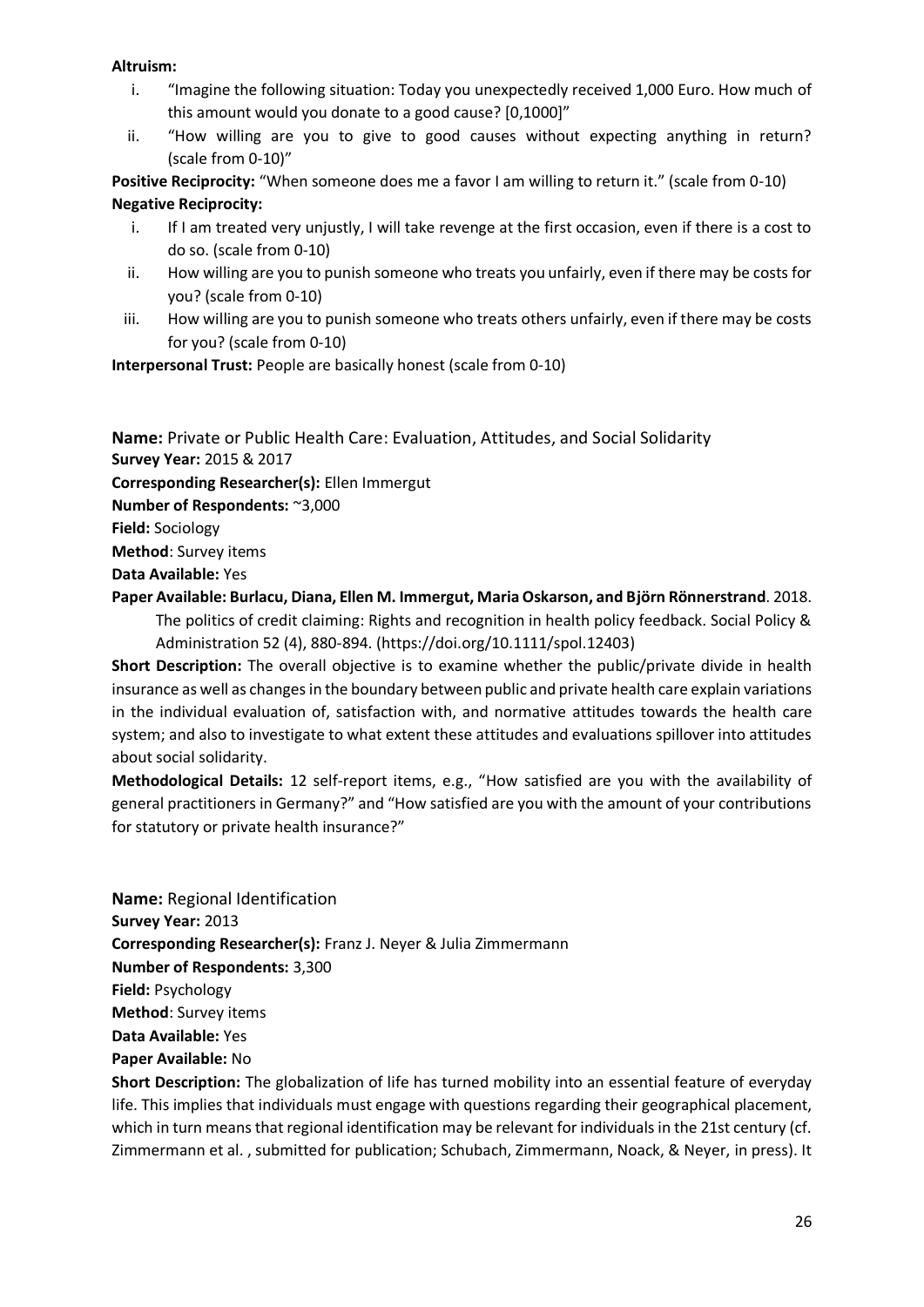**Altruism:**

i. "Imagine the following situation: Today you unexpectedly received 1,000 Euro. How much of this amount would you donate to a good cause? [0,1000]"

ii. "How willing are you to give to good causes without expecting anything in return? (scale from 0-10)"

**Positive Reciprocity:** "When someone does me a favor I am willing to return it." (scale from 0-10)

**Negative Reciprocity:**

i. If I am treated very unjustly, I will take revenge at the first occasion, even if there is a cost to do so. (scale from 0-10)

ii. How willing are you to punish someone who treats you unfairly, even if there may be costs for you? (scale from 0-10)

iii. How willing are you to punish someone who treats others unfairly, even if there may be costs for you? (scale from 0-10)

**Interpersonal Trust:** People are basically honest (scale from 0-10)

**Name:** Private or Public Health Care: Evaluation, Attitudes, and Social Solidarity

**Survey Year:** 2015 & 2017

**Corresponding Researcher(s):** Ellen Immergut

**Number of Respondents:** ~3,000

**Field:** Sociology

**Method**: Survey items

**Data Available:** Yes

**Paper Available: Burlacu, Diana, Ellen M. Immergut, Maria Oskarson, and Björn Rönnerstrand**. 2018. The politics of credit claiming: Rights and recognition in health policy feedback. Social Policy & Administration 52 (4), 880-894. (https://doi.org/10.1111/spol.12403)

**Short Description:** The overall objective is to examine whether the public/private divide in health insurance as well as changes in the boundary between public and private health care explain variations in the individual evaluation of, satisfaction with, and normative attitudes towards the health care system; and also to investigate to what extent these attitudes and evaluations spillover into attitudes about social solidarity.

**Methodological Details:** 12 self-report items, e.g., "How satisfied are you with the availability of general practitioners in Germany?" and "How satisfied are you with the amount of your contributions for statutory or private health insurance?"

**Name:** Regional Identification

**Survey Year:** 2013

**Corresponding Researcher(s):** Franz J. Neyer & Julia Zimmermann

**Number of Respondents:** 3,300

**Field:** Psychology

**Method**: Survey items

**Data Available:** Yes

**Paper Available:** No

**Short Description:** The globalization of life has turned mobility into an essential feature of everyday life. This implies that individuals must engage with questions regarding their geographical placement, which in turn means that regional identification may be relevant for individuals in the 21st century (cf. Zimmermann et al. , submitted for publication; Schubach, Zimmermann, Noack, & Neyer, in press). It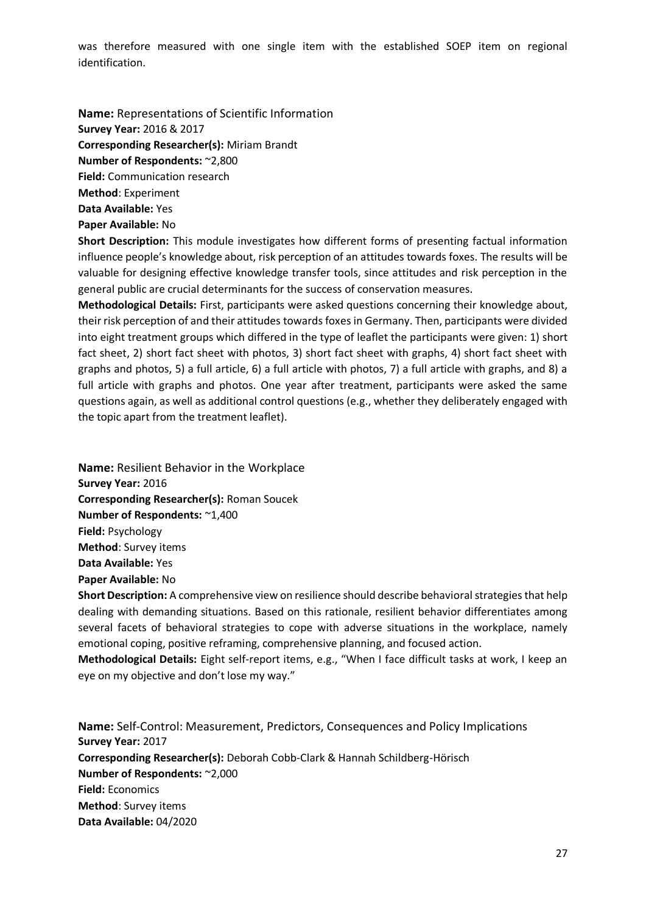was therefore measured with one single item with the established SOEP item on regional identification.

**Name:** Representations of Scientific Information
**Survey Year:** 2016 & 2017
**Corresponding Researcher(s):** Miriam Brandt
**Number of Respondents:** ~2,800
**Field:** Communication research
**Method**: Experiment
**Data Available:** Yes
**Paper Available:** No
**Short Description:** This module investigates how different forms of presenting factual information influence people's knowledge about, risk perception of an attitudes towards foxes. The results will be valuable for designing effective knowledge transfer tools, since attitudes and risk perception in the general public are crucial determinants for the success of conservation measures.
**Methodological Details:** First, participants were asked questions concerning their knowledge about, their risk perception of and their attitudes towards foxes in Germany. Then, participants were divided into eight treatment groups which differed in the type of leaflet the participants were given: 1) short fact sheet, 2) short fact sheet with photos, 3) short fact sheet with graphs, 4) short fact sheet with graphs and photos, 5) a full article, 6) a full article with photos, 7) a full article with graphs, and 8) a full article with graphs and photos. One year after treatment, participants were asked the same questions again, as well as additional control questions (e.g., whether they deliberately engaged with the topic apart from the treatment leaflet).

**Name:** Resilient Behavior in the Workplace
**Survey Year:** 2016
**Corresponding Researcher(s):** Roman Soucek
**Number of Respondents:** ~1,400
**Field:** Psychology
**Method**: Survey items
**Data Available:** Yes
**Paper Available:** No
**Short Description:** A comprehensive view on resilience should describe behavioral strategies that help dealing with demanding situations. Based on this rationale, resilient behavior differentiates among several facets of behavioral strategies to cope with adverse situations in the workplace, namely emotional coping, positive reframing, comprehensive planning, and focused action.
**Methodological Details:** Eight self-report items, e.g., "When I face difficult tasks at work, I keep an eye on my objective and don't lose my way."

**Name:** Self-Control: Measurement, Predictors, Consequences and Policy Implications
**Survey Year:** 2017
**Corresponding Researcher(s):** Deborah Cobb-Clark & Hannah Schildberg-Hörisch
**Number of Respondents:** ~2,000
**Field:** Economics
**Method**: Survey items
**Data Available:** 04/2020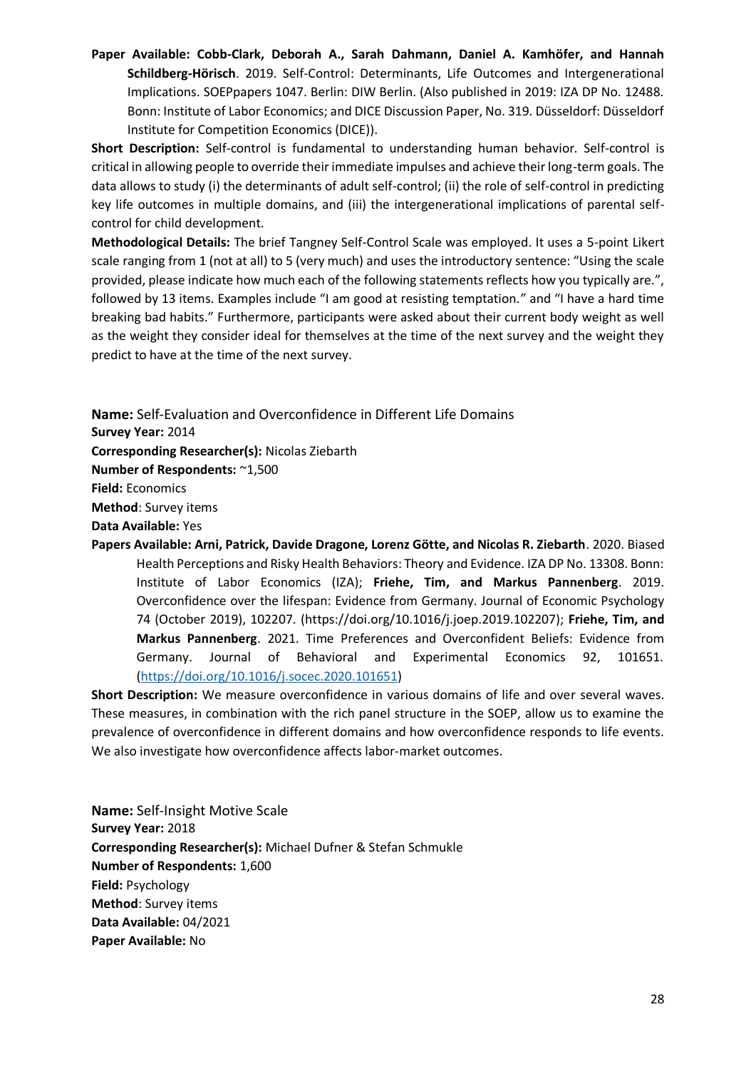**Paper Available: Cobb-Clark, Deborah A., Sarah Dahmann, Daniel A. Kamhöfer, and Hannah Schildberg-Hörisch**. 2019. Self-Control: Determinants, Life Outcomes and Intergenerational Implications. SOEPpapers 1047. Berlin: DIW Berlin. (Also published in 2019: IZA DP No. 12488. Bonn: Institute of Labor Economics; and DICE Discussion Paper, No. 319. Düsseldorf: Düsseldorf Institute for Competition Economics (DICE)).

**Short Description:** Self-control is fundamental to understanding human behavior. Self-control is critical in allowing people to override their immediate impulses and achieve their long-term goals. The data allows to study (i) the determinants of adult self-control; (ii) the role of self-control in predicting key life outcomes in multiple domains, and (iii) the intergenerational implications of parental self-control for child development.

**Methodological Details:** The brief Tangney Self-Control Scale was employed. It uses a 5-point Likert scale ranging from 1 (not at all) to 5 (very much) and uses the introductory sentence: "Using the scale provided, please indicate how much each of the following statements reflects how you typically are.", followed by 13 items. Examples include "I am good at resisting temptation." and "I have a hard time breaking bad habits." Furthermore, participants were asked about their current body weight as well as the weight they consider ideal for themselves at the time of the next survey and the weight they predict to have at the time of the next survey.

**Name:** Self-Evaluation and Overconfidence in Different Life Domains
**Survey Year:** 2014
**Corresponding Researcher(s):** Nicolas Ziebarth
**Number of Respondents:** ~1,500
**Field:** Economics
**Method**: Survey items
**Data Available:** Yes
**Papers Available: Arni, Patrick, Davide Dragone, Lorenz Götte, and Nicolas R. Ziebarth**. 2020. Biased Health Perceptions and Risky Health Behaviors: Theory and Evidence. IZA DP No. 13308. Bonn: Institute of Labor Economics (IZA); **Friehe, Tim, and Markus Pannenberg**. 2019. Overconfidence over the lifespan: Evidence from Germany. Journal of Economic Psychology 74 (October 2019), 102207. (https://doi.org/10.1016/j.joep.2019.102207); **Friehe, Tim, and Markus Pannenberg**. 2021. Time Preferences and Overconfident Beliefs: Evidence from Germany. Journal of Behavioral and Experimental Economics 92, 101651. (https://doi.org/10.1016/j.socec.2020.101651)

**Short Description:** We measure overconfidence in various domains of life and over several waves. These measures, in combination with the rich panel structure in the SOEP, allow us to examine the prevalence of overconfidence in different domains and how overconfidence responds to life events. We also investigate how overconfidence affects labor-market outcomes.

**Name:** Self-Insight Motive Scale
**Survey Year:** 2018
**Corresponding Researcher(s):** Michael Dufner & Stefan Schmukle
**Number of Respondents:** 1,600
**Field:** Psychology
**Method**: Survey items
**Data Available:** 04/2021
**Paper Available:** No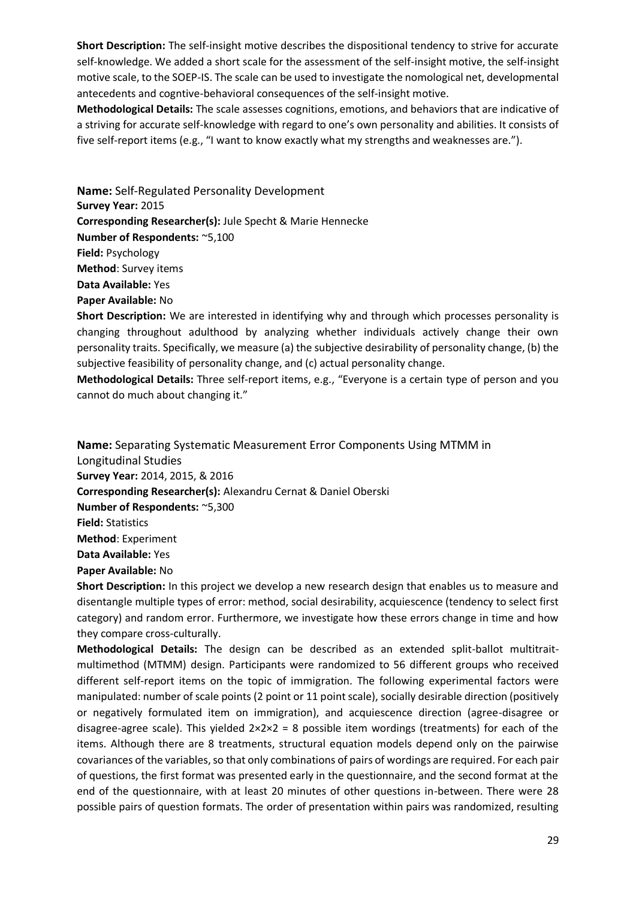**Short Description:** The self-insight motive describes the dispositional tendency to strive for accurate self-knowledge. We added a short scale for the assessment of the self-insight motive, the self-insight motive scale, to the SOEP-IS. The scale can be used to investigate the nomological net, developmental antecedents and cogntive-behavioral consequences of the self-insight motive.

**Methodological Details:** The scale assesses cognitions, emotions, and behaviors that are indicative of a striving for accurate self-knowledge with regard to one's own personality and abilities. It consists of five self-report items (e.g., "I want to know exactly what my strengths and weaknesses are.").

**Name:** Self-Regulated Personality Development

**Survey Year:** 2015

**Corresponding Researcher(s):** Jule Specht & Marie Hennecke

**Number of Respondents:** ~5,100

**Field:** Psychology

**Method**: Survey items

**Data Available:** Yes

**Paper Available:** No

**Short Description:** We are interested in identifying why and through which processes personality is changing throughout adulthood by analyzing whether individuals actively change their own personality traits. Specifically, we measure (a) the subjective desirability of personality change, (b) the subjective feasibility of personality change, and (c) actual personality change.

**Methodological Details:** Three self-report items, e.g., "Everyone is a certain type of person and you cannot do much about changing it."

**Name:** Separating Systematic Measurement Error Components Using MTMM in Longitudinal Studies

**Survey Year:** 2014, 2015, & 2016

**Corresponding Researcher(s):** Alexandru Cernat & Daniel Oberski

**Number of Respondents:** ~5,300

**Field:** Statistics

**Method**: Experiment

**Data Available:** Yes

**Paper Available:** No

**Short Description:** In this project we develop a new research design that enables us to measure and disentangle multiple types of error: method, social desirability, acquiescence (tendency to select first category) and random error. Furthermore, we investigate how these errors change in time and how they compare cross-culturally.

**Methodological Details:** The design can be described as an extended split-ballot multitrait-multimethod (MTMM) design. Participants were randomized to 56 different groups who received different self-report items on the topic of immigration. The following experimental factors were manipulated: number of scale points (2 point or 11 point scale), socially desirable direction (positively or negatively formulated item on immigration), and acquiescence direction (agree-disagree or disagree-agree scale). This yielded $2 \times 2 \times 2 = 8$ possible item wordings (treatments) for each of the items. Although there are 8 treatments, structural equation models depend only on the pairwise covariances of the variables, so that only combinations of pairs of wordings are required. For each pair of questions, the first format was presented early in the questionnaire, and the second format at the end of the questionnaire, with at least 20 minutes of other questions in-between. There were 28 possible pairs of question formats. The order of presentation within pairs was randomized, resulting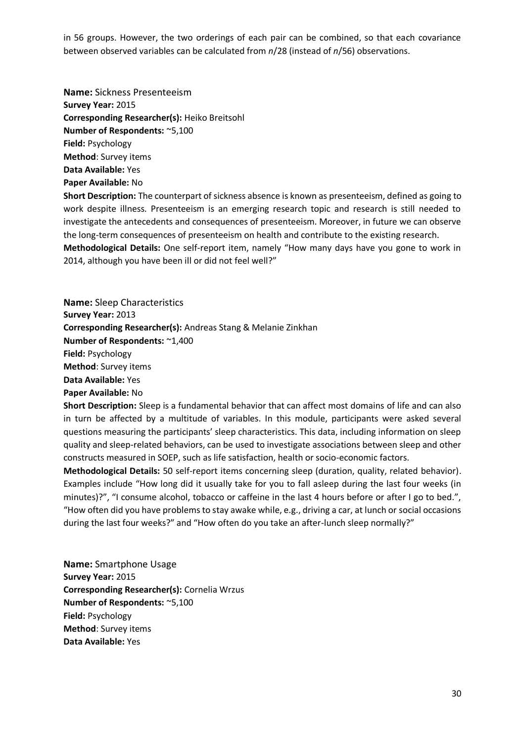in 56 groups. However, the two orderings of each pair can be combined, so that each covariance between observed variables can be calculated from $n/28$ (instead of $n/56$) observations.

**Name:** Sickness Presenteeism
**Survey Year:** 2015
**Corresponding Researcher(s):** Heiko Breitsohl
**Number of Respondents:** ~5,100
**Field:** Psychology
**Method**: Survey items
**Data Available:** Yes
**Paper Available:** No
**Short Description:** The counterpart of sickness absence is known as presenteeism, defined as going to work despite illness. Presenteeism is an emerging research topic and research is still needed to investigate the antecedents and consequences of presenteeism. Moreover, in future we can observe the long-term consequences of presenteeism on health and contribute to the existing research.
**Methodological Details:** One self-report item, namely "How many days have you gone to work in 2014, although you have been ill or did not feel well?"

**Name:** Sleep Characteristics
**Survey Year:** 2013
**Corresponding Researcher(s):** Andreas Stang & Melanie Zinkhan
**Number of Respondents:** ~1,400
**Field:** Psychology
**Method**: Survey items
**Data Available:** Yes
**Paper Available:** No
**Short Description:** Sleep is a fundamental behavior that can affect most domains of life and can also in turn be affected by a multitude of variables. In this module, participants were asked several questions measuring the participants' sleep characteristics. This data, including information on sleep quality and sleep-related behaviors, can be used to investigate associations between sleep and other constructs measured in SOEP, such as life satisfaction, health or socio-economic factors.
**Methodological Details:** 50 self-report items concerning sleep (duration, quality, related behavior). Examples include "How long did it usually take for you to fall asleep during the last four weeks (in minutes)?", "I consume alcohol, tobacco or caffeine in the last 4 hours before or after I go to bed.", "How often did you have problems to stay awake while, e.g., driving a car, at lunch or social occasions during the last four weeks?" and "How often do you take an after-lunch sleep normally?"

**Name:** Smartphone Usage
**Survey Year:** 2015
**Corresponding Researcher(s):** Cornelia Wrzus
**Number of Respondents:** ~5,100
**Field:** Psychology
**Method**: Survey items
**Data Available:** Yes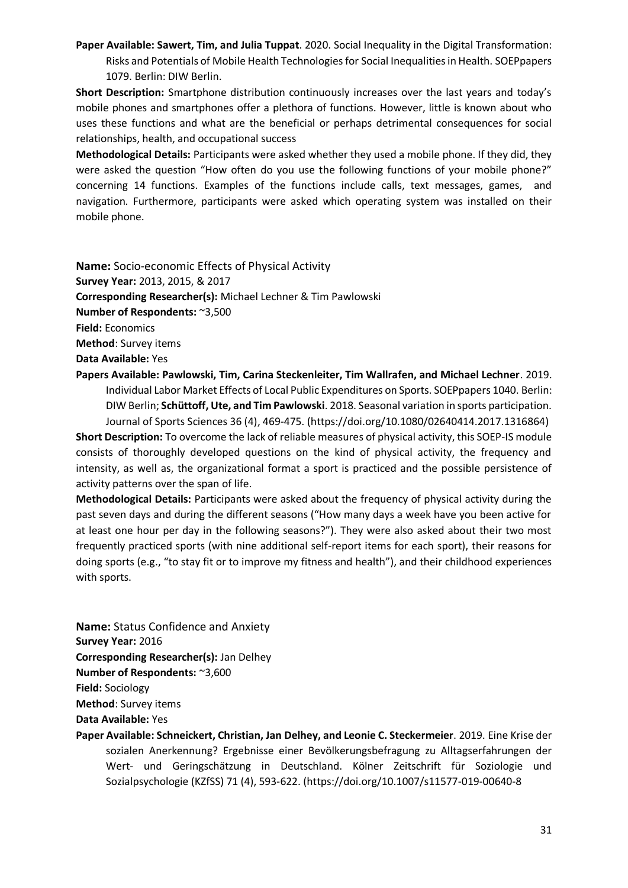**Paper Available: Sawert, Tim, and Julia Tuppat**. 2020. Social Inequality in the Digital Transformation: Risks and Potentials of Mobile Health Technologies for Social Inequalities in Health. SOEPpapers 1079. Berlin: DIW Berlin.

**Short Description:** Smartphone distribution continuously increases over the last years and today's mobile phones and smartphones offer a plethora of functions. However, little is known about who uses these functions and what are the beneficial or perhaps detrimental consequences for social relationships, health, and occupational success

**Methodological Details:** Participants were asked whether they used a mobile phone. If they did, they were asked the question "How often do you use the following functions of your mobile phone?" concerning 14 functions. Examples of the functions include calls, text messages, games, and navigation. Furthermore, participants were asked which operating system was installed on their mobile phone.

**Name:** Socio-economic Effects of Physical Activity
**Survey Year:** 2013, 2015, & 2017
**Corresponding Researcher(s):** Michael Lechner & Tim Pawlowski
**Number of Respondents:** ~3,500
**Field:** Economics
**Method**: Survey items
**Data Available:** Yes
**Papers Available: Pawlowski, Tim, Carina Steckenleiter, Tim Wallrafen, and Michael Lechner**. 2019. Individual Labor Market Effects of Local Public Expenditures on Sports. SOEPpapers 1040. Berlin: DIW Berlin; **Schüttoff, Ute, and Tim Pawlowski**. 2018. Seasonal variation in sports participation. Journal of Sports Sciences 36 (4), 469-475. (https://doi.org/10.1080/02640414.2017.1316864)

**Short Description:** To overcome the lack of reliable measures of physical activity, this SOEP-IS module consists of thoroughly developed questions on the kind of physical activity, the frequency and intensity, as well as, the organizational format a sport is practiced and the possible persistence of activity patterns over the span of life.

**Methodological Details:** Participants were asked about the frequency of physical activity during the past seven days and during the different seasons ("How many days a week have you been active for at least one hour per day in the following seasons?"). They were also asked about their two most frequently practiced sports (with nine additional self-report items for each sport), their reasons for doing sports (e.g., "to stay fit or to improve my fitness and health"), and their childhood experiences with sports.

**Name:** Status Confidence and Anxiety
**Survey Year:** 2016
**Corresponding Researcher(s):** Jan Delhey
**Number of Respondents:** ~3,600
**Field:** Sociology
**Method**: Survey items
**Data Available:** Yes
**Paper Available: Schneickert, Christian, Jan Delhey, and Leonie C. Steckermeier**. 2019. Eine Krise der sozialen Anerkennung? Ergebnisse einer Bevölkerungsbefragung zu Alltagserfahrungen der Wert- und Geringschätzung in Deutschland. Kölner Zeitschrift für Soziologie und Sozialpsychologie (KZfSS) 71 (4), 593-622. (https://doi.org/10.1007/s11577-019-00640-8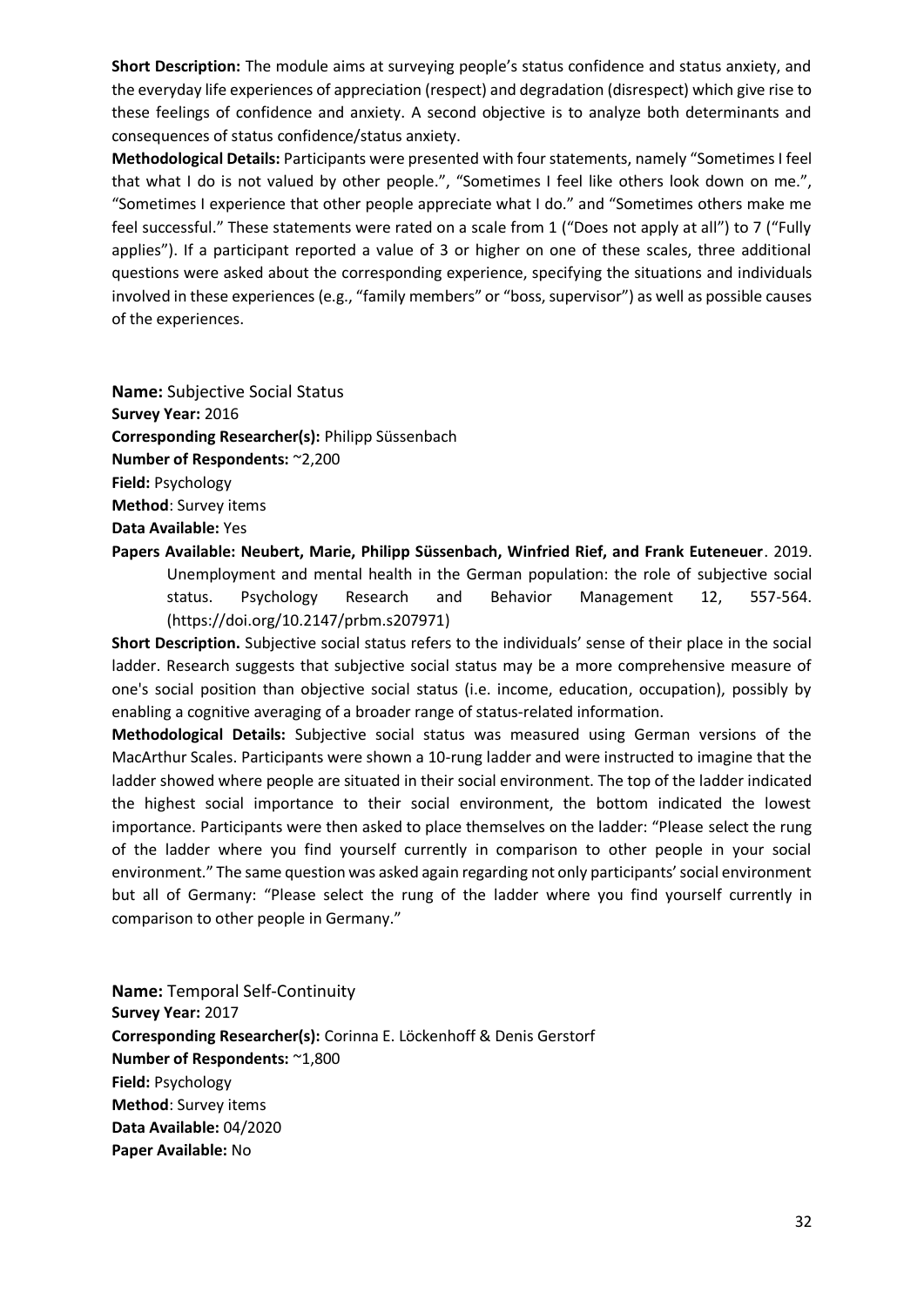**Short Description:** The module aims at surveying people's status confidence and status anxiety, and the everyday life experiences of appreciation (respect) and degradation (disrespect) which give rise to these feelings of confidence and anxiety. A second objective is to analyze both determinants and consequences of status confidence/status anxiety.

**Methodological Details:** Participants were presented with four statements, namely "Sometimes I feel that what I do is not valued by other people.", "Sometimes I feel like others look down on me.", "Sometimes I experience that other people appreciate what I do." and "Sometimes others make me feel successful." These statements were rated on a scale from 1 ("Does not apply at all") to 7 ("Fully applies"). If a participant reported a value of 3 or higher on one of these scales, three additional questions were asked about the corresponding experience, specifying the situations and individuals involved in these experiences (e.g., "family members" or "boss, supervisor") as well as possible causes of the experiences.

**Name:** Subjective Social Status
**Survey Year:** 2016
**Corresponding Researcher(s):** Philipp Süssenbach
**Number of Respondents:** ~2,200
**Field:** Psychology
**Method**: Survey items
**Data Available:** Yes
**Papers Available: Neubert, Marie, Philipp Süssenbach, Winfried Rief, and Frank Euteneuer**. 2019. Unemployment and mental health in the German population: the role of subjective social status. Psychology Research and Behavior Management 12, 557-564. (https://doi.org/10.2147/prbm.s207971)

**Short Description.** Subjective social status refers to the individuals' sense of their place in the social ladder. Research suggests that subjective social status may be a more comprehensive measure of one's social position than objective social status (i.e. income, education, occupation), possibly by enabling a cognitive averaging of a broader range of status-related information.

**Methodological Details:** Subjective social status was measured using German versions of the MacArthur Scales. Participants were shown a 10-rung ladder and were instructed to imagine that the ladder showed where people are situated in their social environment. The top of the ladder indicated the highest social importance to their social environment, the bottom indicated the lowest importance. Participants were then asked to place themselves on the ladder: "Please select the rung of the ladder where you find yourself currently in comparison to other people in your social environment." The same question was asked again regarding not only participants' social environment but all of Germany: "Please select the rung of the ladder where you find yourself currently in comparison to other people in Germany."

**Name:** Temporal Self-Continuity
**Survey Year:** 2017
**Corresponding Researcher(s):** Corinna E. Löckenhoff & Denis Gerstorf
**Number of Respondents:** ~1,800
**Field:** Psychology
**Method**: Survey items
**Data Available:** 04/2020
**Paper Available:** No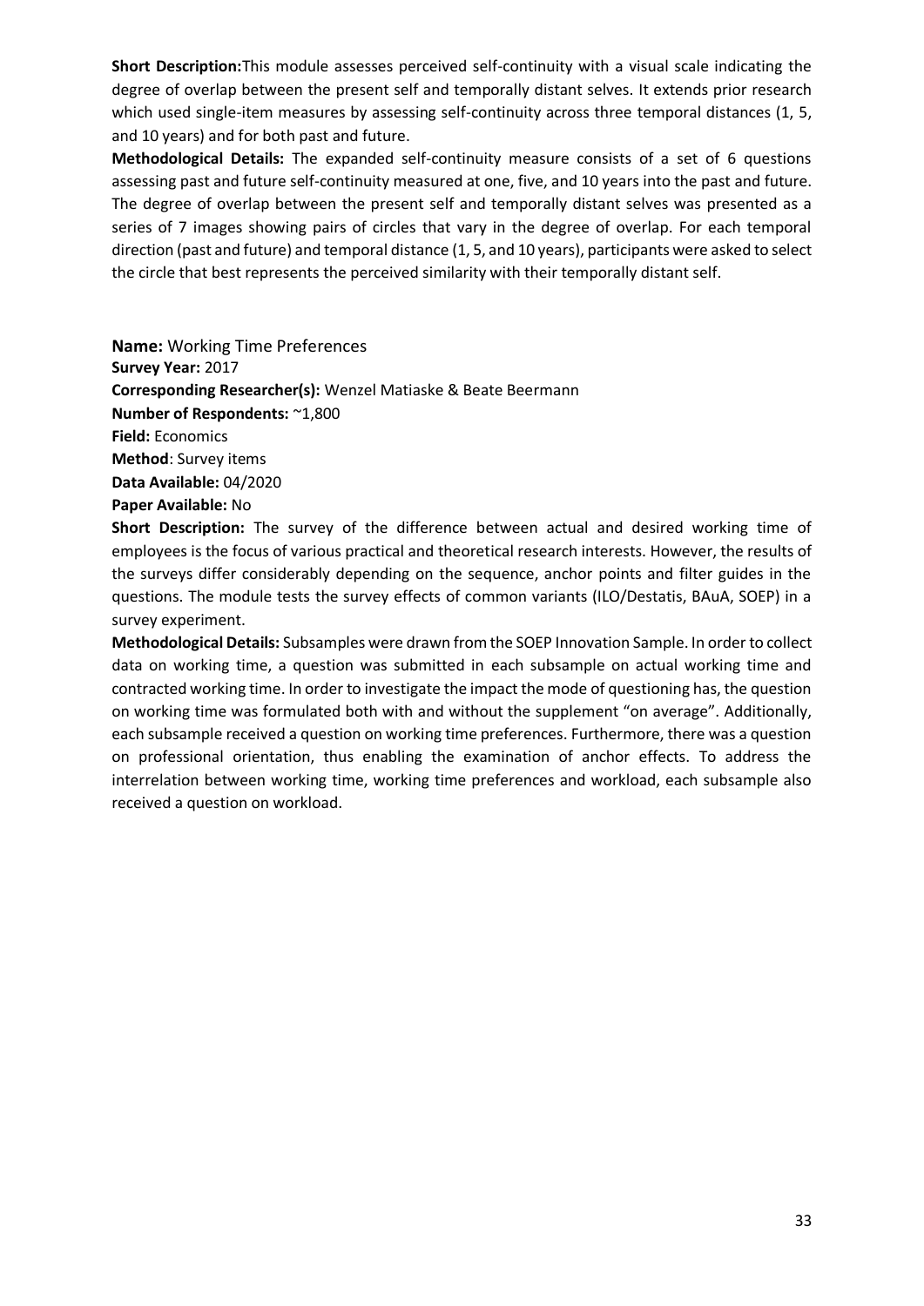**Short Description:** This module assesses perceived self-continuity with a visual scale indicating the degree of overlap between the present self and temporally distant selves. It extends prior research which used single-item measures by assessing self-continuity across three temporal distances (1, 5, and 10 years) and for both past and future.

**Methodological Details:** The expanded self-continuity measure consists of a set of 6 questions assessing past and future self-continuity measured at one, five, and 10 years into the past and future. The degree of overlap between the present self and temporally distant selves was presented as a series of 7 images showing pairs of circles that vary in the degree of overlap. For each temporal direction (past and future) and temporal distance (1, 5, and 10 years), participants were asked to select the circle that best represents the perceived similarity with their temporally distant self.

**Name:** Working Time Preferences
**Survey Year:** 2017
**Corresponding Researcher(s):** Wenzel Matiaske & Beate Beermann
**Number of Respondents:** ~1,800
**Field:** Economics
**Method**: Survey items
**Data Available:** 04/2020
**Paper Available:** No

**Short Description:** The survey of the difference between actual and desired working time of employees is the focus of various practical and theoretical research interests. However, the results of the surveys differ considerably depending on the sequence, anchor points and filter guides in the questions. The module tests the survey effects of common variants (ILO/Destatis, BAuA, SOEP) in a survey experiment.

**Methodological Details:** Subsamples were drawn from the SOEP Innovation Sample. In order to collect data on working time, a question was submitted in each subsample on actual working time and contracted working time. In order to investigate the impact the mode of questioning has, the question on working time was formulated both with and without the supplement "on average". Additionally, each subsample received a question on working time preferences. Furthermore, there was a question on professional orientation, thus enabling the examination of anchor effects. To address the interrelation between working time, working time preferences and workload, each subsample also received a question on workload.